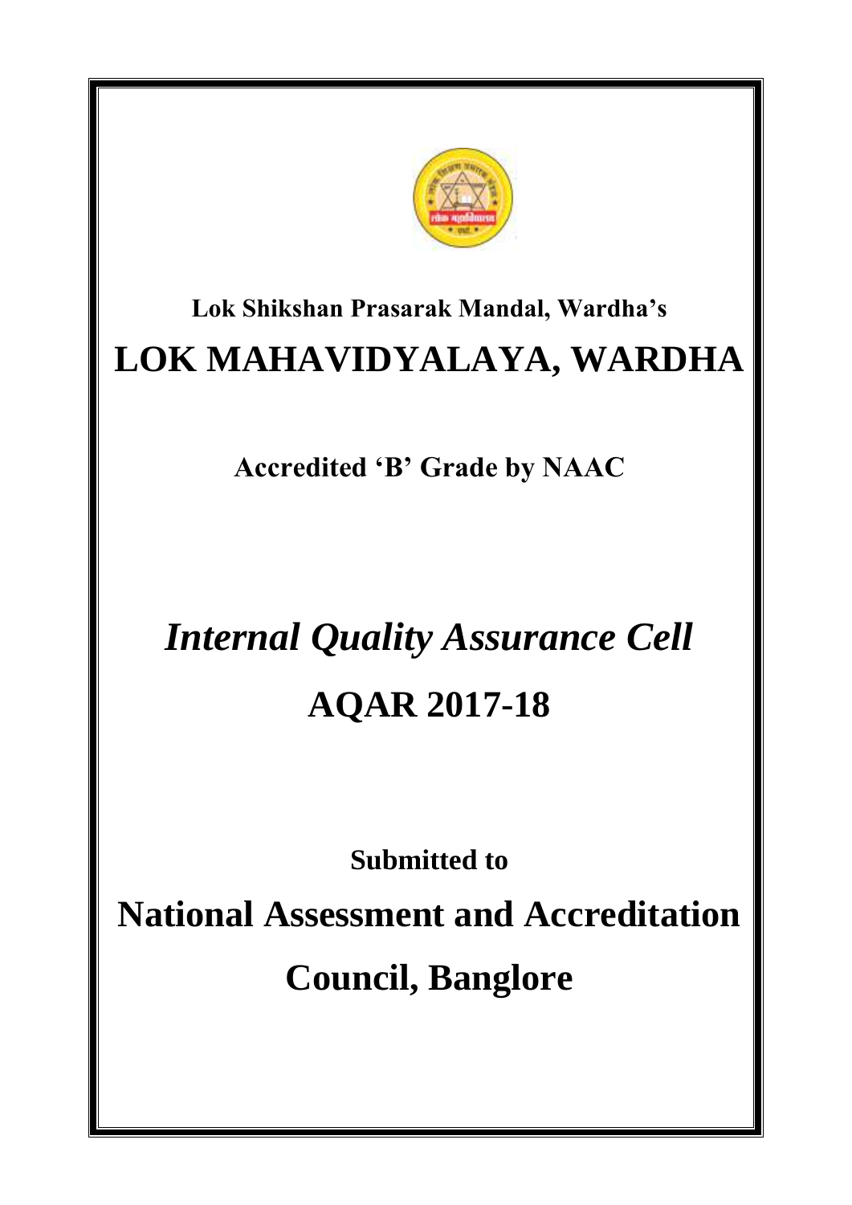**Lok Shikshan Prasarak Mandal, Wardha's**

# LOK MAHAVIDYALAYA, WARDHA

**Accredited 'B' Grade by NAAC**

## *Internal Quality Assurance Cell*

## AQAR 2017-18

**Submitted to**

## National Assessment and Accreditation Council, Banglore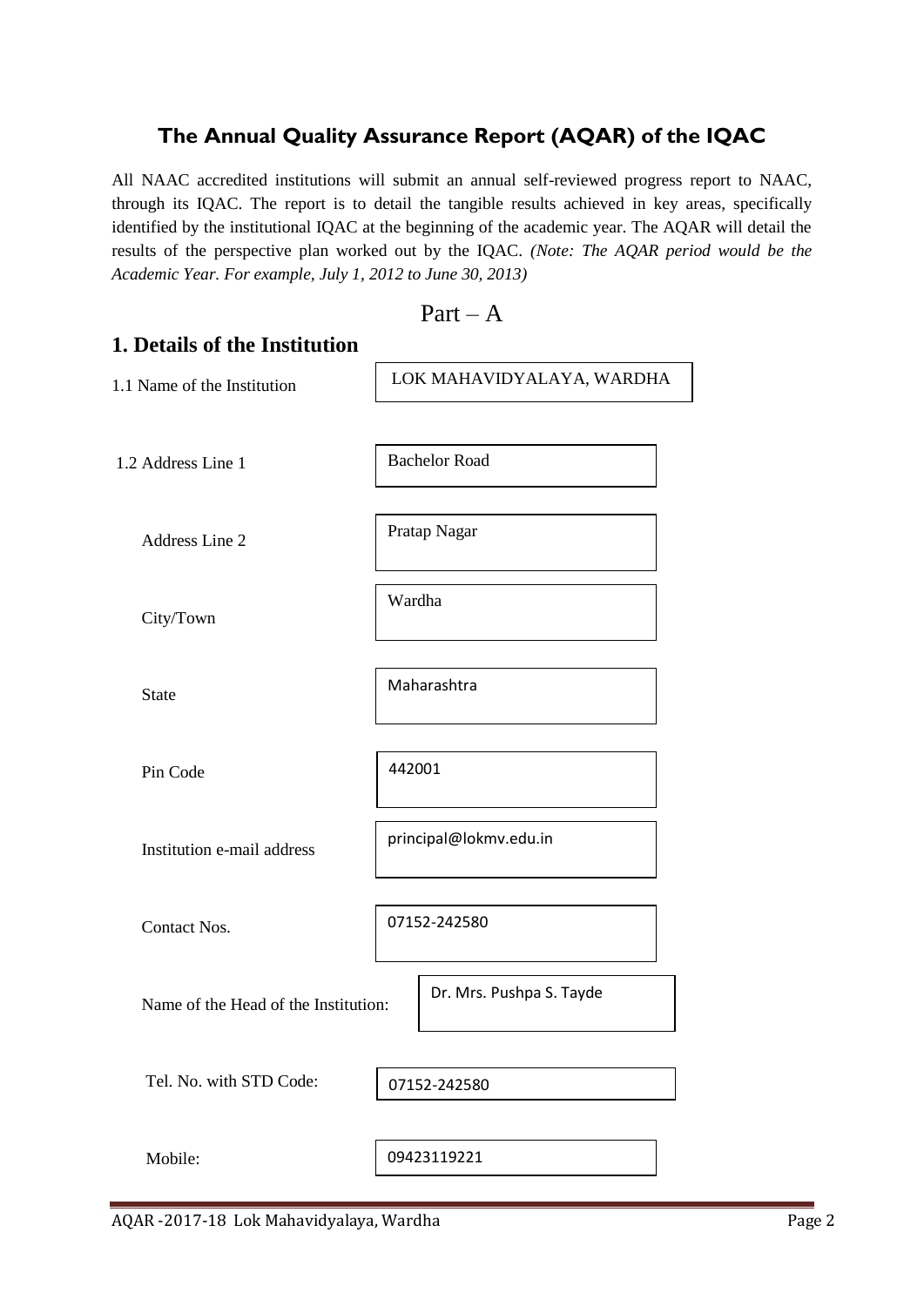## The Annual Quality Assurance Report (AQAR) of the IQAC

All NAAC accredited institutions will submit an annual self-reviewed progress report to NAAC, through its IQAC. The report is to detail the tangible results achieved in key areas, specifically identified by the institutional IQAC at the beginning of the academic year. The AQAR will detail the results of the perspective plan worked out by the IQAC. *(Note: The AQAR period would be the Academic Year. For example, July 1, 2012 to June 30, 2013)*

Part – A

## 1. Details of the Institution

| | |
|---|---|
| 1.1 Name of the Institution | LOK MAHAVIDYALAYA, WARDHA |
| 1.2 Address Line 1 | Bachelor Road |
| Address Line 2 | Pratap Nagar |
| City/Town | Wardha |
| State | Maharashtra |
| Pin Code | 442001 |
| Institution e-mail address | principal@lokmv.edu.in |
| Contact Nos. | 07152-242580 |
| Name of the Head of the Institution: | Dr. Mrs. Pushpa S. Tayde |
| Tel. No. with STD Code: | 07152-242580 |
| Mobile: | 09423119221 |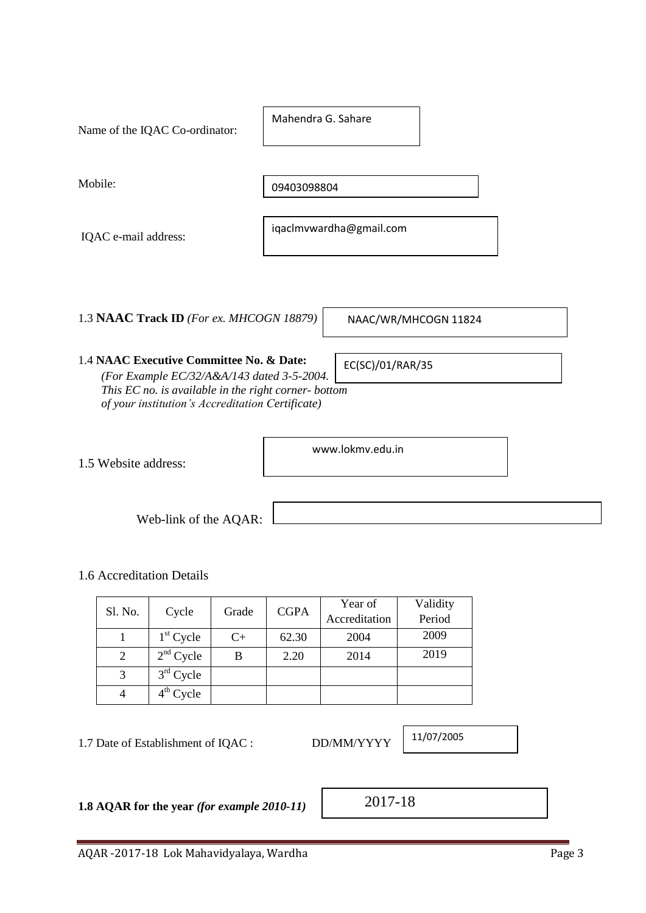Name of the IQAC Co-ordinator: Mahendra G. Sahare

Mobile: 09403098804

IQAC e-mail address: iqaclmvwardha@gmail.com

1.3 **NAAC Track ID** *(For ex. MHCOGN 18879)* NAAC/WR/MHCOGN 11824

1.4 **NAAC Executive Committee No. & Date:** EC(SC)/01/RAR/35
*(For Example EC/32/A&A/143 dated 3-5-2004. This EC no. is available in the right corner- bottom of your institution's Accreditation Certificate)*

1.5 Website address: www.lokmv.edu.in

Web-link of the AQAR:

1.6 Accreditation Details

| Sl. No. | Cycle | Grade | CGPA | Year of Accreditation | Validity Period |
|---|---|---|---|---|---|
| 1 | 1st Cycle | C+ | 62.30 | 2004 | 2009 |
| 2 | 2nd Cycle | B | 2.20 | 2014 | 2019 |
| 3 | 3rd Cycle | | | | |
| 4 | 4th Cycle | | | | |

1.7 Date of Establishment of IQAC : DD/MM/YYYY 11/07/2005

**1.8 AQAR for the year *(for example 2010-11)*** 2017-18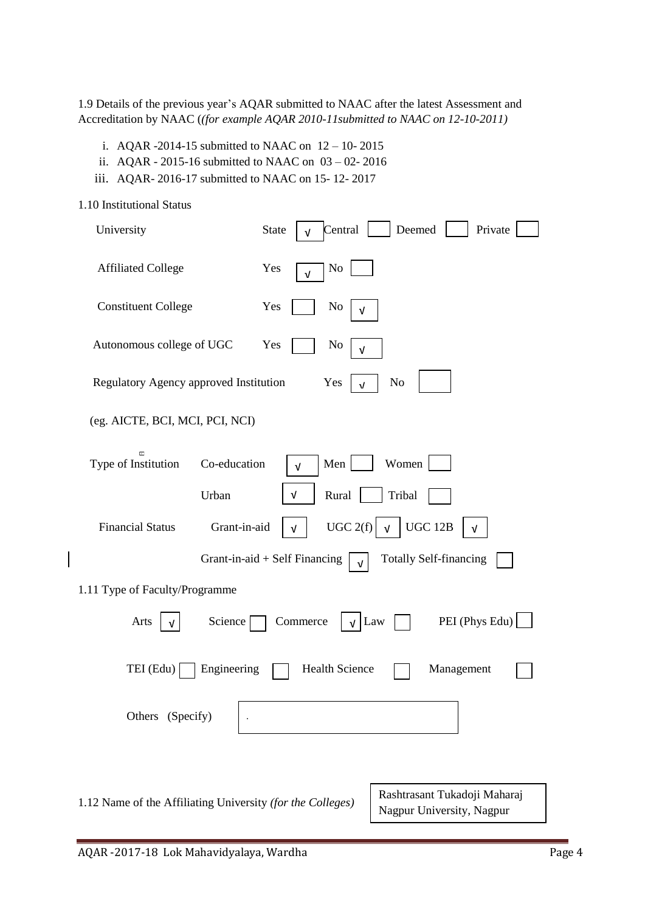1.9 Details of the previous year's AQAR submitted to NAAC after the latest Assessment and Accreditation by NAAC (*(for example AQAR 2010-11submitted to NAAC on 12-10-2011)*

i. AQAR -2014-15 submitted to NAAC on 12 – 10- 2015
ii. AQAR - 2015-16 submitted to NAAC on 03 – 02- 2016
iii. AQAR- 2016-17 submitted to NAAC on 15- 12- 2017

1.10 Institutional Status

University: State √ Central ☐ Deemed ☐ Private ☐

Affiliated College: Yes √ No ☐

Constituent College: Yes ☐ No √

Autonomous college of UGC: Yes ☐ No √

Regulatory Agency approved Institution: Yes √ No ☐

(eg. AICTE, BCI, MCI, PCI, NCI)

Type of Institution: Co-education √ Men ☐ Women ☐

Urban √ Rural ☐ Tribal ☐

Financial Status: Grant-in-aid √ UGC 2(f) √ UGC 12B √

Grant-in-aid + Self Financing √ Totally Self-financing ☐

1.11 Type of Faculty/Programme

Arts √ Science ☐ Commerce √ Law ☐ PEI (Phys Edu) ☐

TEI (Edu) ☐ Engineering ☐ Health Science ☐ Management ☐

Others (Specify): .

1.12 Name of the Affiliating University *(for the Colleges)*: Rashtrasant Tukadoji Maharaj Nagpur University, Nagpur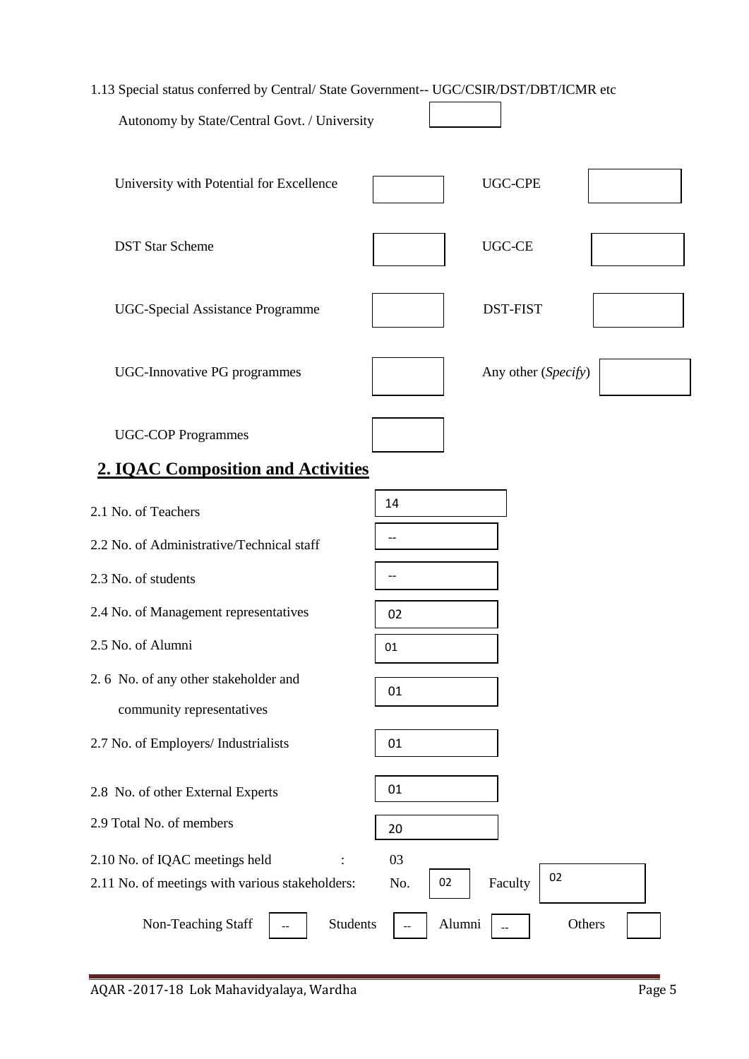1.13 Special status conferred by Central/ State Government-- UGC/CSIR/DST/DBT/ICMR etc

| | | | |
|---|---|---|---|
| Autonomy by State/Central Govt. / University | | | |
| University with Potential for Excellence | | UGC-CPE | |
| DST Star Scheme | | UGC-CE | |
| UGC-Special Assistance Programme | | DST-FIST | |
| UGC-Innovative PG programmes | | Any other (*Specify*) | |
| UGC-COP Programmes | | | |

## 2. IQAC Composition and Activities

| | |
|---|---|
| 2.1 No. of Teachers | 14 |
| 2.2 No. of Administrative/Technical staff | -- |
| 2.3 No. of students | -- |
| 2.4 No. of Management representatives | 02 |
| 2.5 No. of Alumni | 01 |
| 2. 6 No. of any other stakeholder and community representatives | 01 |
| 2.7 No. of Employers/ Industrialists | 01 |
| 2.8 No. of other External Experts | 01 |
| 2.9 Total No. of members | 20 |
| 2.10 No. of IQAC meetings held : | 03 |

2.11 No. of meetings with various stakeholders: No. 02 Faculty 02

Non-Teaching Staff -- Students -- Alumni -- Others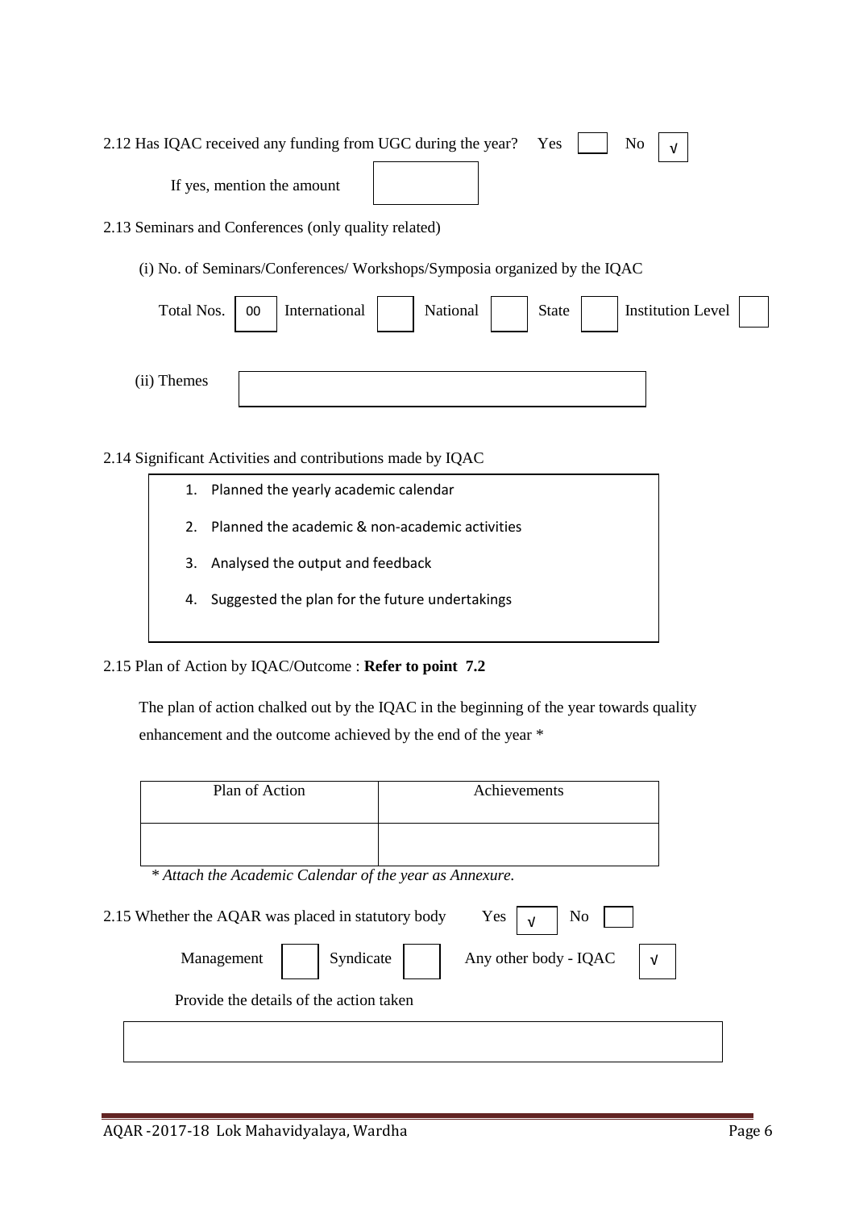2.12 Has IQAC received any funding from UGC during the year? Yes [ ] No [√]

If yes, mention the amount [ ]

2.13 Seminars and Conferences (only quality related)

(i) No. of Seminars/Conferences/ Workshops/Symposia organized by the IQAC

Total Nos. [00] International [ ] National [ ] State [ ] Institution Level [ ]

(ii) Themes [ ]

2.14 Significant Activities and contributions made by IQAC

1. Planned the yearly academic calendar
2. Planned the academic & non-academic activities
3. Analysed the output and feedback
4. Suggested the plan for the future undertakings

2.15 Plan of Action by IQAC/Outcome : **Refer to point 7.2**

The plan of action chalked out by the IQAC in the beginning of the year towards quality enhancement and the outcome achieved by the end of the year *

| Plan of Action | Achievements |
|---|---|
| | |

*\* Attach the Academic Calendar of the year as Annexure.*

2.15 Whether the AQAR was placed in statutory body Yes [√] No [ ]

Management [ ] Syndicate [ ] Any other body - IQAC [√]

Provide the details of the action taken

[ ]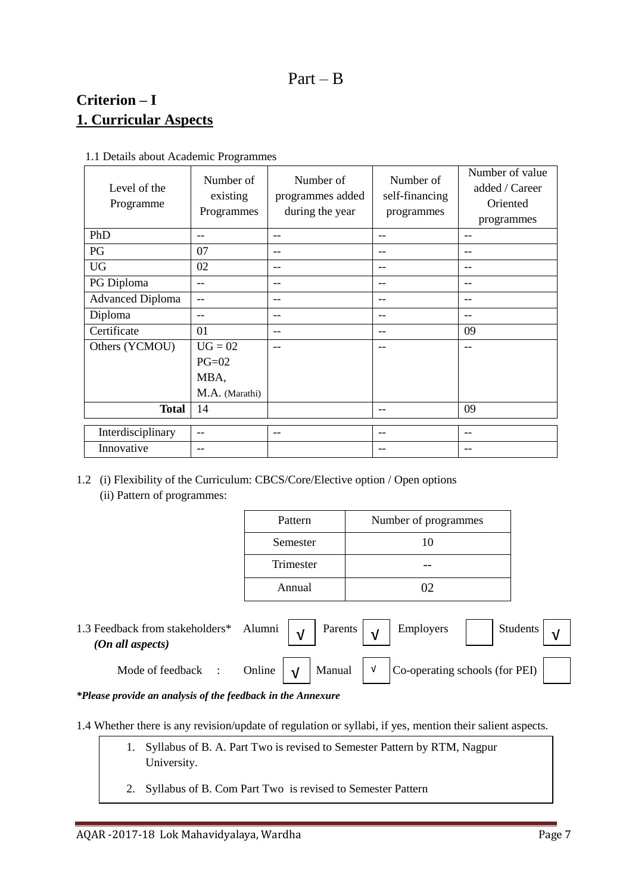Part – B

## Criterion – I

## 1. Curricular Aspects

1.1 Details about Academic Programmes

| Level of the Programme | Number of existing Programmes | Number of programmes added during the year | Number of self-financing programmes | Number of value added / Career Oriented programmes |
|---|---|---|---|---|
| PhD | -- | -- | -- | -- |
| PG | 07 | -- | -- | -- |
| UG | 02 | -- | -- | -- |
| PG Diploma | -- | -- | -- | -- |
| Advanced Diploma | -- | -- | -- | -- |
| Diploma | -- | -- | -- | -- |
| Certificate | 01 | -- | -- | 09 |
| Others (YCMOU) | UG = 02 PG=02 MBA, M.A. (Marathi) | -- | -- | -- |
| **Total** | 14 | | -- | 09 |
| Interdisciplinary | -- | -- | -- | -- |
| Innovative | -- | | -- | -- |

1.2 (i) Flexibility of the Curriculum: CBCS/Core/Elective option / Open options

(ii) Pattern of programmes:

| Pattern | Number of programmes |
|---|---|
| Semester | 10 |
| Trimester | -- |
| Annual | 02 |

1.3 Feedback from stakeholders* *(On all aspects)* Alumni √ Parents √ Employers Students √

Mode of feedback : Online √ Manual √ Co-operating schools (for PEI)

***Please provide an analysis of the feedback in the Annexure***

1.4 Whether there is any revision/update of regulation or syllabi, if yes, mention their salient aspects.

1. Syllabus of B. A. Part Two is revised to Semester Pattern by RTM, Nagpur University.
2. Syllabus of B. Com Part Two is revised to Semester Pattern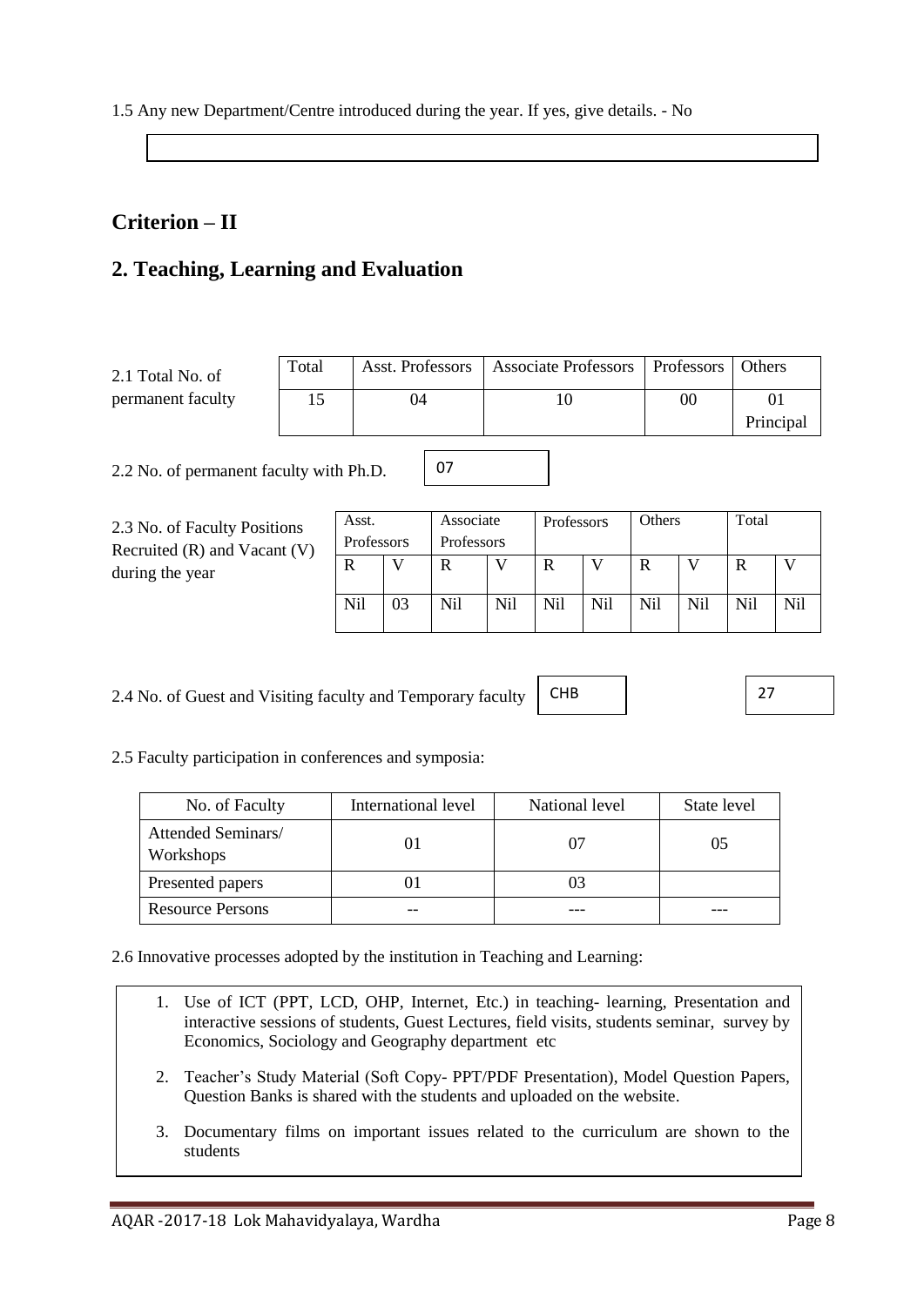1.5 Any new Department/Centre introduced during the year. If yes, give details. - No

## Criterion – II

## 2. Teaching, Learning and Evaluation

2.1 Total No. of permanent faculty

| Total | Asst. Professors | Associate Professors | Professors | Others |
|---|---|---|---|---|
| 15 | 04 | 10 | 00 | 01 Principal |

2.2 No. of permanent faculty with Ph.D. 07

2.3 No. of Faculty Positions Recruited (R) and Vacant (V) during the year

| Asst. Professors | | Associate Professors | | Professors | | Others | | Total | |
|---|---|---|---|---|---|---|---|---|---|
| R | V | R | V | R | V | R | V | R | V |
| Nil | 03 | Nil | Nil | Nil | Nil | Nil | Nil | Nil | Nil |

2.4 No. of Guest and Visiting faculty and Temporary faculty CHB 27

2.5 Faculty participation in conferences and symposia:

| No. of Faculty | International level | National level | State level |
|---|---|---|---|
| Attended Seminars/ Workshops | 01 | 07 | 05 |
| Presented papers | 01 | 03 | |
| Resource Persons | -- | --- | --- |

2.6 Innovative processes adopted by the institution in Teaching and Learning:

1. Use of ICT (PPT, LCD, OHP, Internet, Etc.) in teaching- learning, Presentation and interactive sessions of students, Guest Lectures, field visits, students seminar, survey by Economics, Sociology and Geography department etc
2. Teacher's Study Material (Soft Copy- PPT/PDF Presentation), Model Question Papers, Question Banks is shared with the students and uploaded on the website.
3. Documentary films on important issues related to the curriculum are shown to the students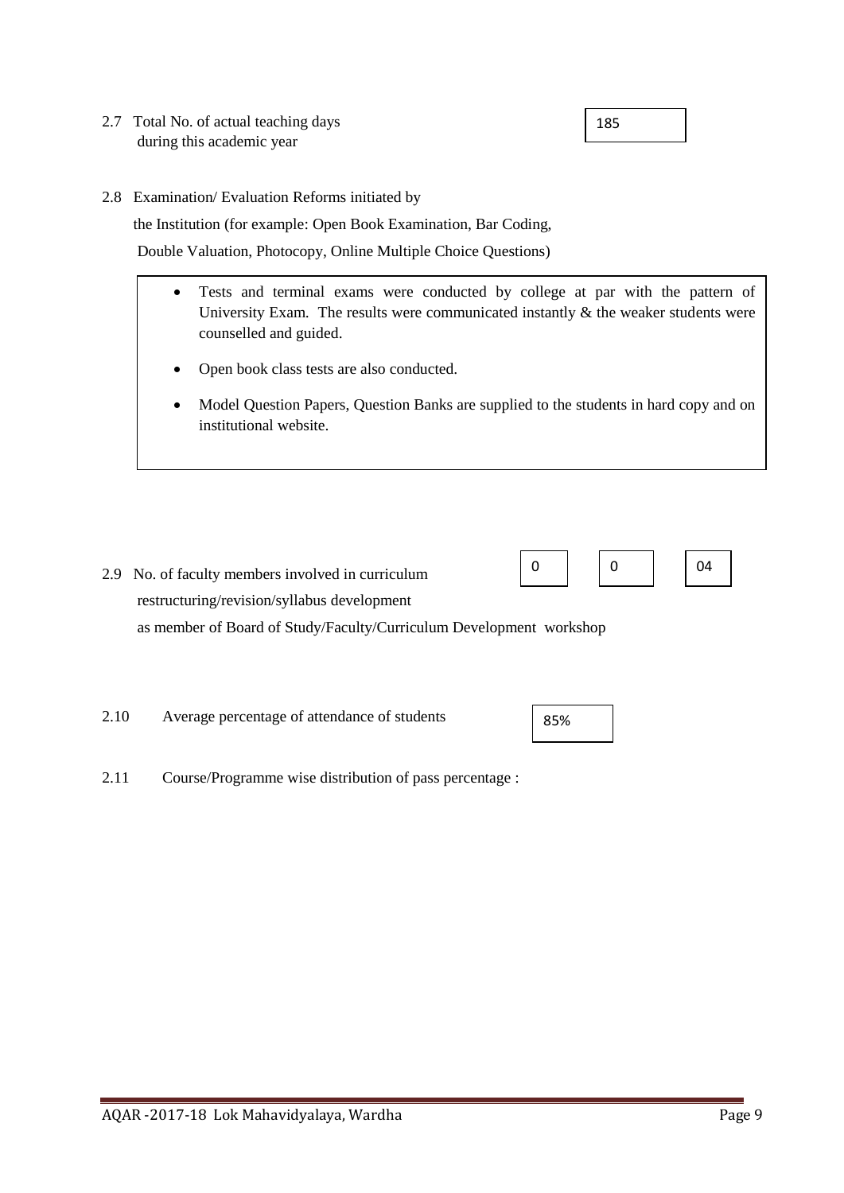2.7 Total No. of actual teaching days during this academic year

185

2.8 Examination/ Evaluation Reforms initiated by the Institution (for example: Open Book Examination, Bar Coding, Double Valuation, Photocopy, Online Multiple Choice Questions)

- Tests and terminal exams were conducted by college at par with the pattern of University Exam. The results were communicated instantly & the weaker students were counselled and guided.
- Open book class tests are also conducted.
- Model Question Papers, Question Banks are supplied to the students in hard copy and on institutional website.

2.9 No. of faculty members involved in curriculum restructuring/revision/syllabus development as member of Board of Study/Faculty/Curriculum Development workshop

| 0 | 0 | 04 |
|---|---|---|

2.10 Average percentage of attendance of students

85%

2.11 Course/Programme wise distribution of pass percentage :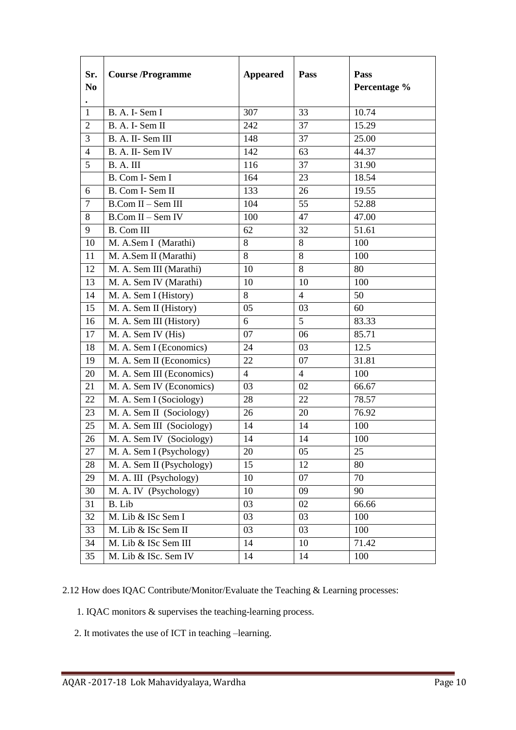| Sr. No. | Course /Programme | Appeared | Pass | Pass Percentage % |
|---|---|---|---|---|
| 1 | B. A. I- Sem I | 307 | 33 | 10.74 |
| 2 | B. A. I- Sem II | 242 | 37 | 15.29 |
| 3 | B. A. II- Sem III | 148 | 37 | 25.00 |
| 4 | B. A. II- Sem IV | 142 | 63 | 44.37 |
| 5 | B. A. III | 116 | 37 | 31.90 |
| | B. Com I- Sem I | 164 | 23 | 18.54 |
| 6 | B. Com I- Sem II | 133 | 26 | 19.55 |
| 7 | B.Com II – Sem III | 104 | 55 | 52.88 |
| 8 | B.Com II – Sem IV | 100 | 47 | 47.00 |
| 9 | B. Com III | 62 | 32 | 51.61 |
| 10 | M. A.Sem I (Marathi) | 8 | 8 | 100 |
| 11 | M. A.Sem II (Marathi) | 8 | 8 | 100 |
| 12 | M. A. Sem III (Marathi) | 10 | 8 | 80 |
| 13 | M. A. Sem IV (Marathi) | 10 | 10 | 100 |
| 14 | M. A. Sem I (History) | 8 | 4 | 50 |
| 15 | M. A. Sem II (History) | 05 | 03 | 60 |
| 16 | M. A. Sem III (History) | 6 | 5 | 83.33 |
| 17 | M. A. Sem IV (His) | 07 | 06 | 85.71 |
| 18 | M. A. Sem I (Economics) | 24 | 03 | 12.5 |
| 19 | M. A. Sem II (Economics) | 22 | 07 | 31.81 |
| 20 | M. A. Sem III (Economics) | 4 | 4 | 100 |
| 21 | M. A. Sem IV (Economics) | 03 | 02 | 66.67 |
| 22 | M. A. Sem I (Sociology) | 28 | 22 | 78.57 |
| 23 | M. A. Sem II (Sociology) | 26 | 20 | 76.92 |
| 25 | M. A. Sem III (Sociology) | 14 | 14 | 100 |
| 26 | M. A. Sem IV (Sociology) | 14 | 14 | 100 |
| 27 | M. A. Sem I (Psychology) | 20 | 05 | 25 |
| 28 | M. A. Sem II (Psychology) | 15 | 12 | 80 |
| 29 | M. A. III (Psychology) | 10 | 07 | 70 |
| 30 | M. A. IV (Psychology) | 10 | 09 | 90 |
| 31 | B. Lib | 03 | 02 | 66.66 |
| 32 | M. Lib & ISc Sem I | 03 | 03 | 100 |
| 33 | M. Lib & ISc Sem II | 03 | 03 | 100 |
| 34 | M. Lib & ISc Sem III | 14 | 10 | 71.42 |
| 35 | M. Lib & ISc. Sem IV | 14 | 14 | 100 |

2.12 How does IQAC Contribute/Monitor/Evaluate the Teaching & Learning processes:

1. IQAC monitors & supervises the teaching-learning process.
2. It motivates the use of ICT in teaching –learning.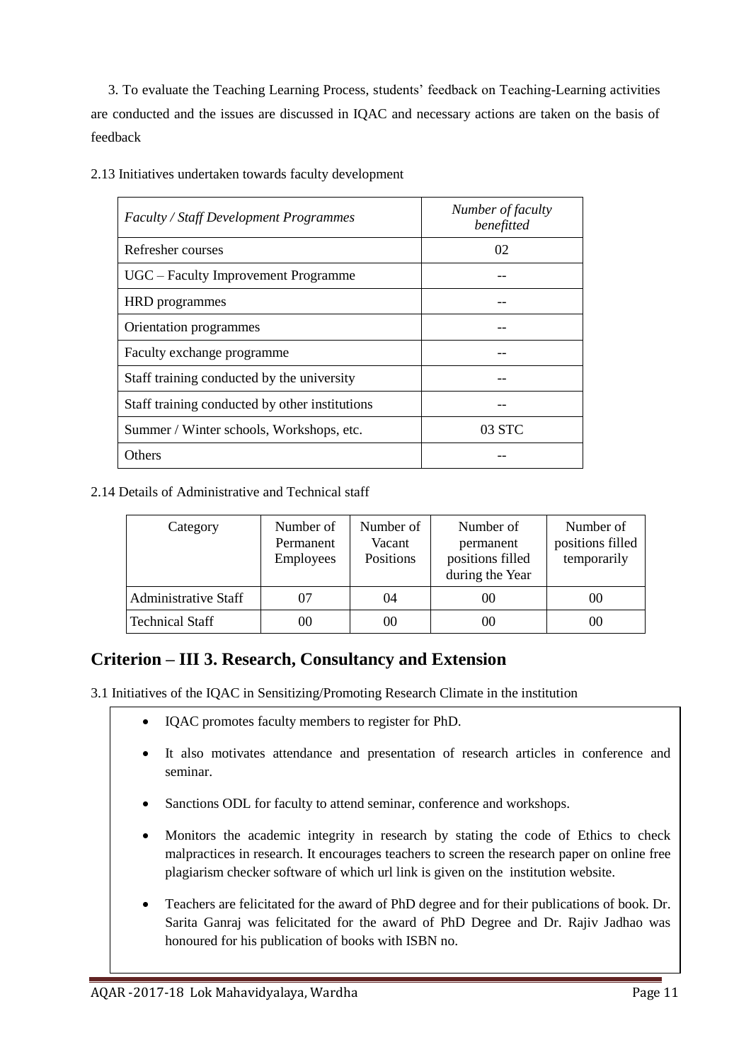3. To evaluate the Teaching Learning Process, students' feedback on Teaching-Learning activities are conducted and the issues are discussed in IQAC and necessary actions are taken on the basis of feedback

2.13 Initiatives undertaken towards faculty development

| *Faculty / Staff Development Programmes* | *Number of faculty benefitted* |
|---|---|
| Refresher courses | 02 |
| UGC – Faculty Improvement Programme | -- |
| HRD programmes | -- |
| Orientation programmes | -- |
| Faculty exchange programme | -- |
| Staff training conducted by the university | -- |
| Staff training conducted by other institutions | -- |
| Summer / Winter schools, Workshops, etc. | 03 STC |
| Others | -- |

2.14 Details of Administrative and Technical staff

| Category | Number of Permanent Employees | Number of Vacant Positions | Number of permanent positions filled during the Year | Number of positions filled temporarily |
|---|---|---|---|---|
| Administrative Staff | 07 | 04 | 00 | 00 |
| Technical Staff | 00 | 00 | 00 | 00 |

## Criterion – III 3. Research, Consultancy and Extension

3.1 Initiatives of the IQAC in Sensitizing/Promoting Research Climate in the institution

- IQAC promotes faculty members to register for PhD.
- It also motivates attendance and presentation of research articles in conference and seminar.
- Sanctions ODL for faculty to attend seminar, conference and workshops.
- Monitors the academic integrity in research by stating the code of Ethics to check malpractices in research. It encourages teachers to screen the research paper on online free plagiarism checker software of which url link is given on the institution website.
- Teachers are felicitated for the award of PhD degree and for their publications of book. Dr. Sarita Ganraj was felicitated for the award of PhD Degree and Dr. Rajiv Jadhao was honoured for his publication of books with ISBN no.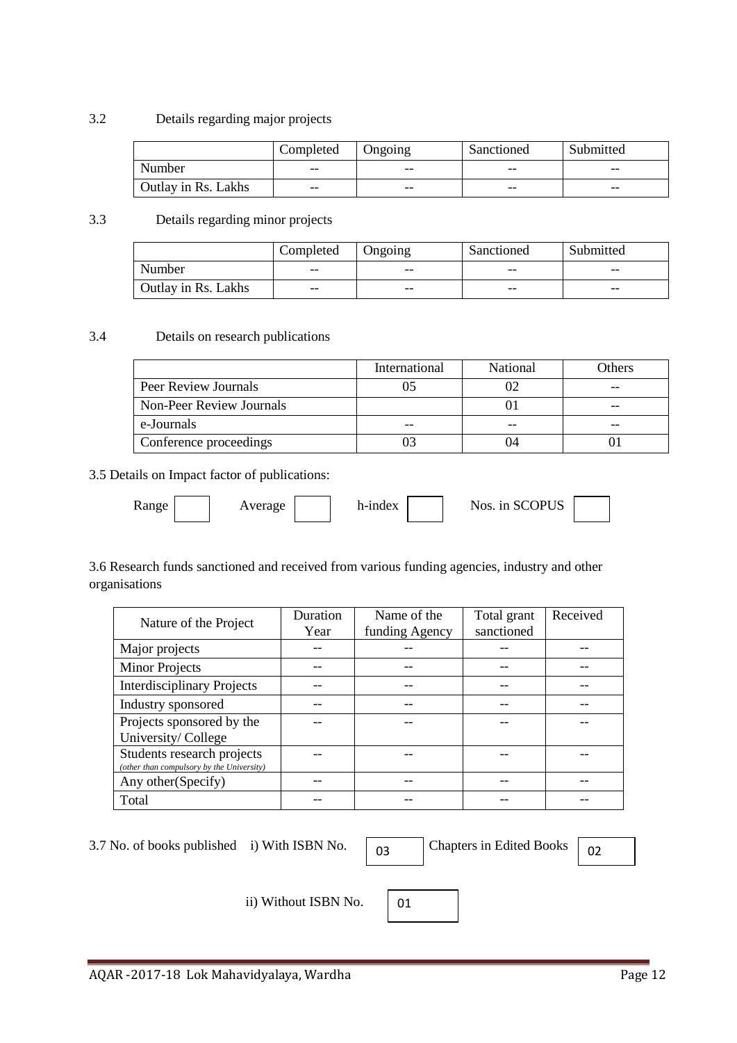3.2 Details regarding major projects

| | Completed | Ongoing | Sanctioned | Submitted |
|---|---|---|---|---|
| Number | -- | -- | -- | -- |
| Outlay in Rs. Lakhs | -- | -- | -- | -- |

3.3 Details regarding minor projects

| | Completed | Ongoing | Sanctioned | Submitted |
|---|---|---|---|---|
| Number | -- | -- | -- | -- |
| Outlay in Rs. Lakhs | -- | -- | -- | -- |

3.4 Details on research publications

| | International | National | Others |
|---|---|---|---|
| Peer Review Journals | 05 | 02 | -- |
| Non-Peer Review Journals | | 01 | -- |
| e-Journals | -- | -- | -- |
| Conference proceedings | 03 | 04 | 01 |

3.5 Details on Impact factor of publications:

Range [ ] Average [ ] h-index [ ] Nos. in SCOPUS [ ]

3.6 Research funds sanctioned and received from various funding agencies, industry and other organisations

| Nature of the Project | Duration Year | Name of the funding Agency | Total grant sanctioned | Received |
|---|---|---|---|---|
| Major projects | -- | -- | -- | -- |
| Minor Projects | -- | -- | -- | -- |
| Interdisciplinary Projects | -- | -- | -- | -- |
| Industry sponsored | -- | -- | -- | -- |
| Projects sponsored by the University/ College | -- | -- | -- | -- |
| Students research projects *(other than compulsory by the University)* | -- | -- | -- | -- |
| Any other(Specify) | -- | -- | -- | -- |
| Total | -- | -- | -- | -- |

3.7 No. of books published i) With ISBN No. 03 Chapters in Edited Books 02

ii) Without ISBN No. 01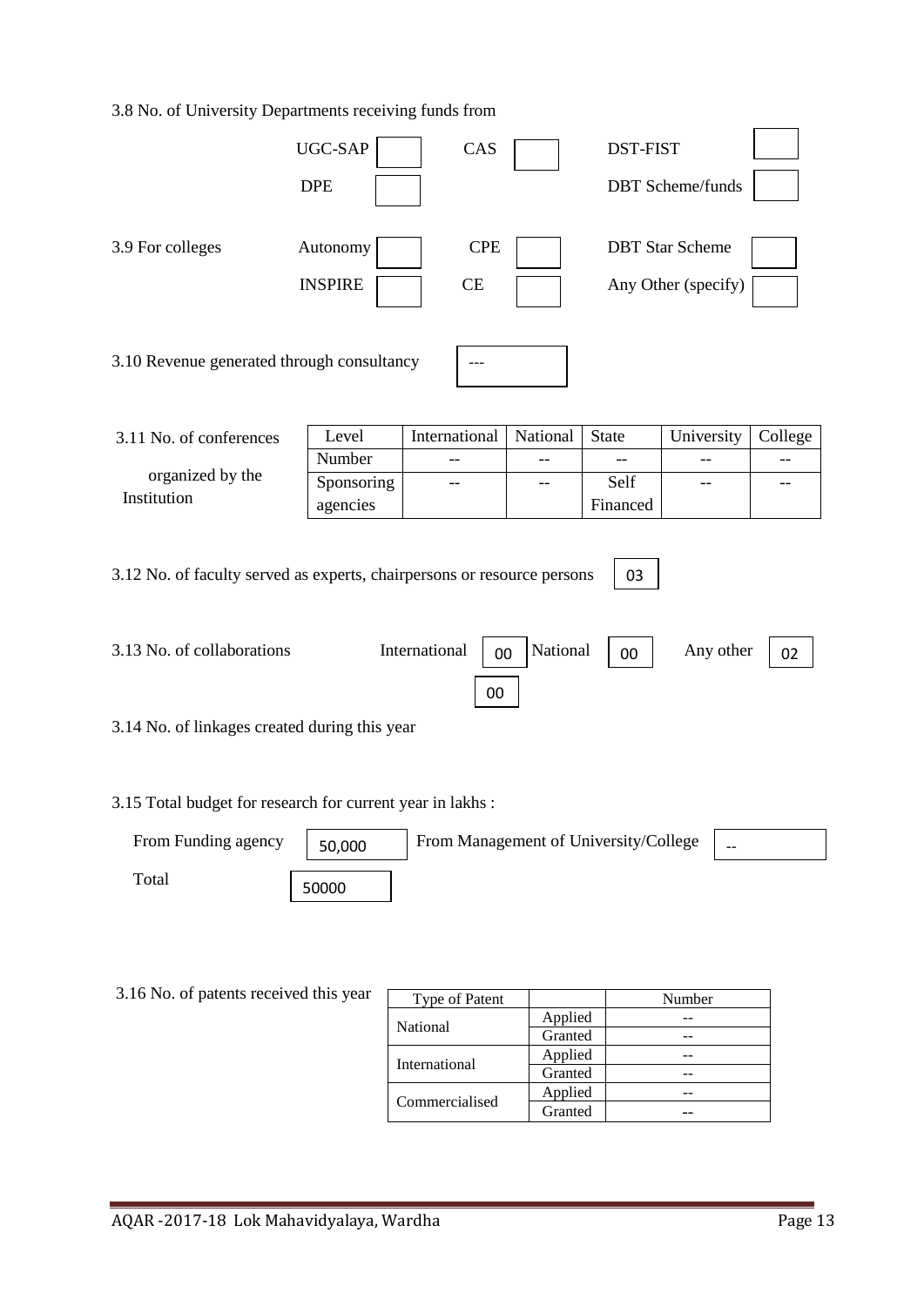3.8 No. of University Departments receiving funds from

| | | | | | |
|---|---|---|---|---|---|
| UGC-SAP | | CAS | | DST-FIST | |
| DPE | | | | DBT Scheme/funds | |

3.9 For colleges

| | | | | | |
|---|---|---|---|---|---|
| Autonomy | | CPE | | DBT Star Scheme | |
| INSPIRE | | CE | | Any Other (specify) | |

3.10 Revenue generated through consultancy: ---

3.11 No. of conferences organized by the Institution

| Level | International | National | State | University | College |
|---|---|---|---|---|---|
| Number | -- | -- | -- | -- | -- |
| Sponsoring agencies | -- | -- | Self Financed | -- | -- |

3.12 No. of faculty served as experts, chairpersons or resource persons: 03

3.13 No. of collaborations: International 00 | National 00 | Any other 02

3.14 No. of linkages created during this year: 00

3.15 Total budget for research for current year in lakhs :

From Funding agency: 50,000 | From Management of University/College: --

Total: 50000

3.16 No. of patents received this year

| Type of Patent | | Number |
|---|---|---|
| National | Applied | -- |
| | Granted | -- |
| International | Applied | -- |
| | Granted | -- |
| Commercialised | Applied | -- |
| | Granted | -- |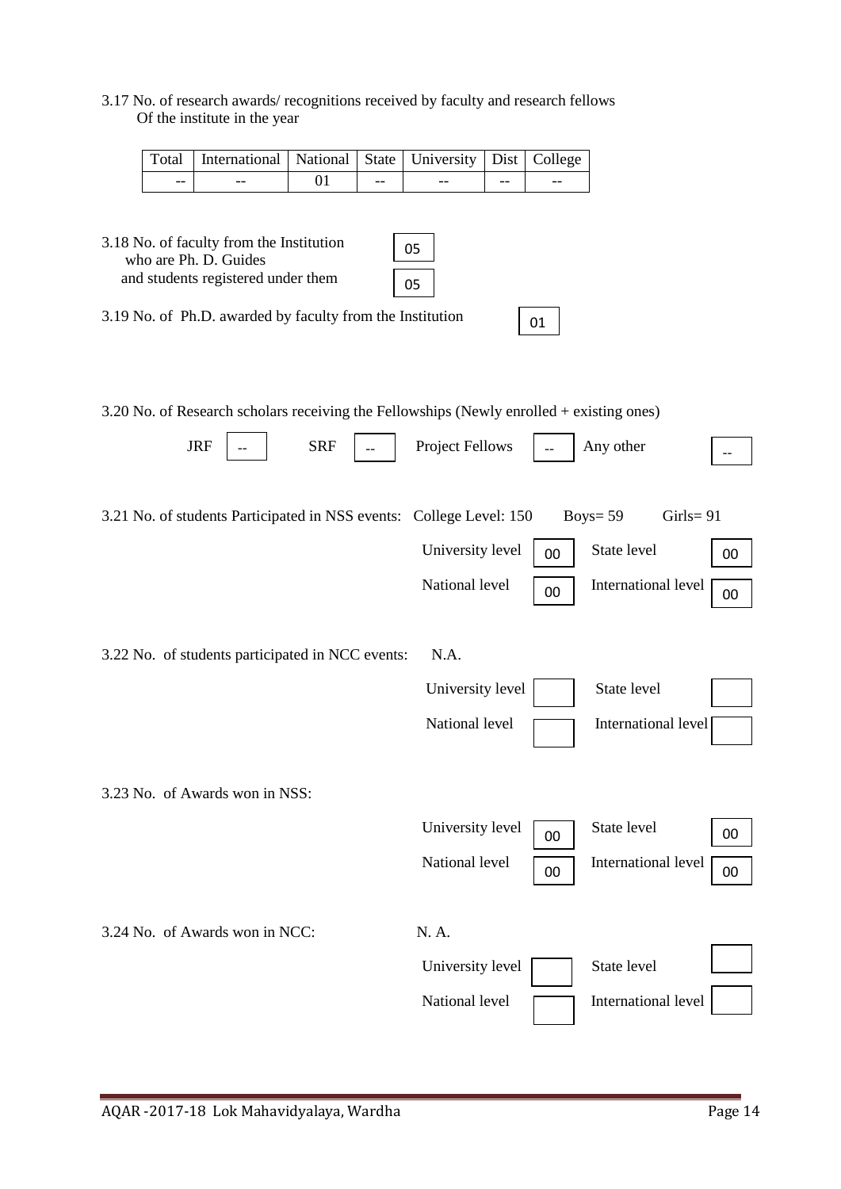3.17 No. of research awards/ recognitions received by faculty and research fellows Of the institute in the year

| Total | International | National | State | University | Dist | College |
|---|---|---|---|---|---|---|
| -- | -- | 01 | -- | -- | -- | -- |

3.18 No. of faculty from the Institution who are Ph. D. Guides: 05

and students registered under them: 05

3.19 No. of Ph.D. awarded by faculty from the Institution: 01

3.20 No. of Research scholars receiving the Fellowships (Newly enrolled + existing ones)

JRF: -- SRF: -- Project Fellows: -- Any other: --

3.21 No. of students Participated in NSS events: College Level: 150 Boys= 59 Girls= 91

University level: 00 State level: 00

National level: 00 International level: 00

3.22 No. of students participated in NCC events: N.A.

University level: State level:

National level: International level:

3.23 No. of Awards won in NSS:

University level: 00 State level: 00

National level: 00 International level: 00

3.24 No. of Awards won in NCC: N. A.

University level: State level:

National level: International level: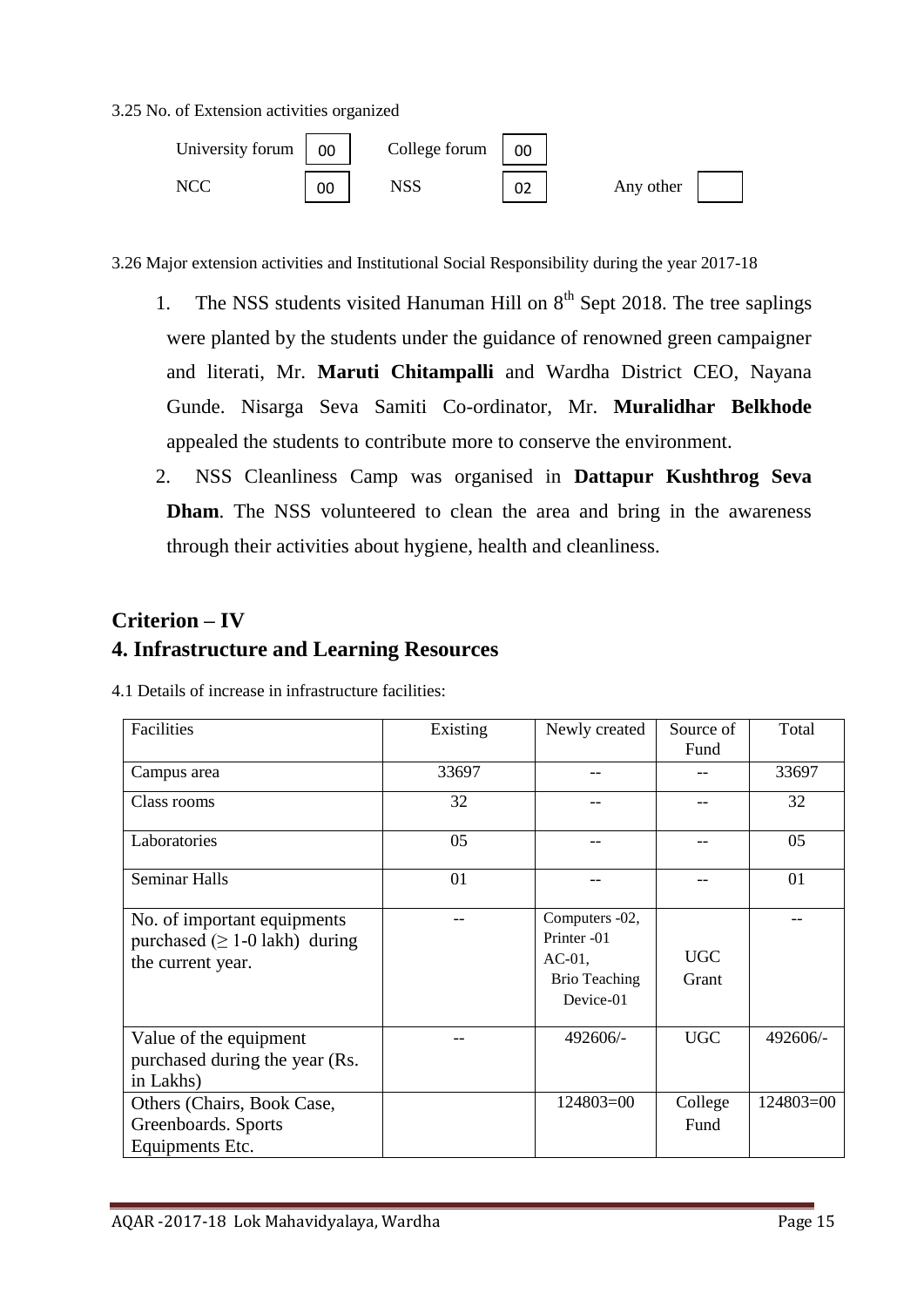3.25 No. of Extension activities organized

| | | | | | |
|---|---|---|---|---|---|
| University forum | 00 | College forum | 00 | | |
| NCC | 00 | NSS | 02 | Any other | |

3.26 Major extension activities and Institutional Social Responsibility during the year 2017-18

1. The NSS students visited Hanuman Hill on 8th Sept 2018. The tree saplings were planted by the students under the guidance of renowned green campaigner and literati, Mr. **Maruti Chitampalli** and Wardha District CEO, Nayana Gunde. Nisarga Seva Samiti Co-ordinator, Mr. **Muralidhar Belkhode** appealed the students to contribute more to conserve the environment.
2. NSS Cleanliness Camp was organised in **Dattapur Kushthrog Seva Dham**. The NSS volunteered to clean the area and bring in the awareness through their activities about hygiene, health and cleanliness.

## Criterion – IV

## 4. Infrastructure and Learning Resources

4.1 Details of increase in infrastructure facilities:

| Facilities | Existing | Newly created | Source of Fund | Total |
|---|---|---|---|---|
| Campus area | 33697 | -- | -- | 33697 |
| Class rooms | 32 | -- | -- | 32 |
| Laboratories | 05 | -- | -- | 05 |
| Seminar Halls | 01 | -- | -- | 01 |
| No. of important equipments purchased (≥ 1-0 lakh) during the current year. | -- | Computers -02, Printer -01 AC-01, Brio Teaching Device-01 | UGC Grant | -- |
| Value of the equipment purchased during the year (Rs. in Lakhs) | -- | 492606/- | UGC | 492606/- |
| Others (Chairs, Book Case, Greenboards. Sports Equipments Etc. | | 124803=00 | College Fund | 124803=00 |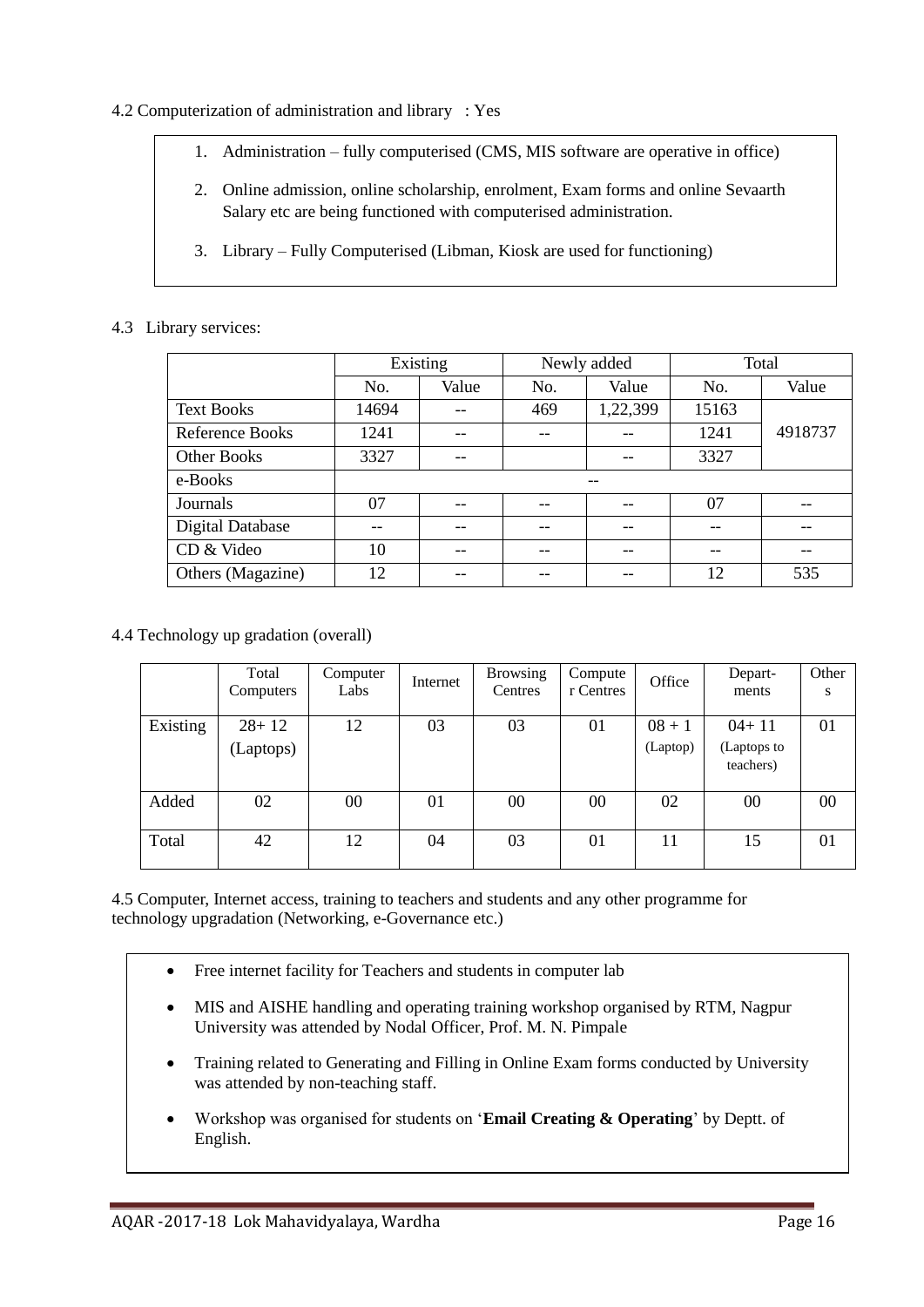4.2 Computerization of administration and library : Yes

1. Administration – fully computerised (CMS, MIS software are operative in office)
2. Online admission, online scholarship, enrolment, Exam forms and online Sevaarth Salary etc are being functioned with computerised administration.
3. Library – Fully Computerised (Libman, Kiosk are used for functioning)

4.3 Library services:

| | Existing | | Newly added | | Total | |
|---|---|---|---|---|---|---|
| | No. | Value | No. | Value | No. | Value |
| Text Books | 14694 | -- | 469 | 1,22,399 | 15163 | 4918737 |
| Reference Books | 1241 | -- | -- | -- | 1241 | |
| Other Books | 3327 | -- | | -- | 3327 | |
| e-Books | -- | | | | | |
| Journals | 07 | -- | -- | -- | 07 | -- |
| Digital Database | -- | -- | -- | -- | -- | -- |
| CD & Video | 10 | -- | -- | -- | -- | -- |
| Others (Magazine) | 12 | -- | -- | -- | 12 | 535 |

4.4 Technology up gradation (overall)

| | Total Computers | Computer Labs | Internet | Browsing Centres | Computer Centres | Office | Departments | Others |
|---|---|---|---|---|---|---|---|---|
| Existing | 28+ 12 (Laptops) | 12 | 03 | 03 | 01 | 08 + 1 (Laptop) | 04+ 11 (Laptops to teachers) | 01 |
| Added | 02 | 00 | 01 | 00 | 00 | 02 | 00 | 00 |
| Total | 42 | 12 | 04 | 03 | 01 | 11 | 15 | 01 |

4.5 Computer, Internet access, training to teachers and students and any other programme for technology upgradation (Networking, e-Governance etc.)

- Free internet facility for Teachers and students in computer lab
- MIS and AISHE handling and operating training workshop organised by RTM, Nagpur University was attended by Nodal Officer, Prof. M. N. Pimpale
- Training related to Generating and Filling in Online Exam forms conducted by University was attended by non-teaching staff.
- Workshop was organised for students on '**Email Creating & Operating**' by Deptt. of English.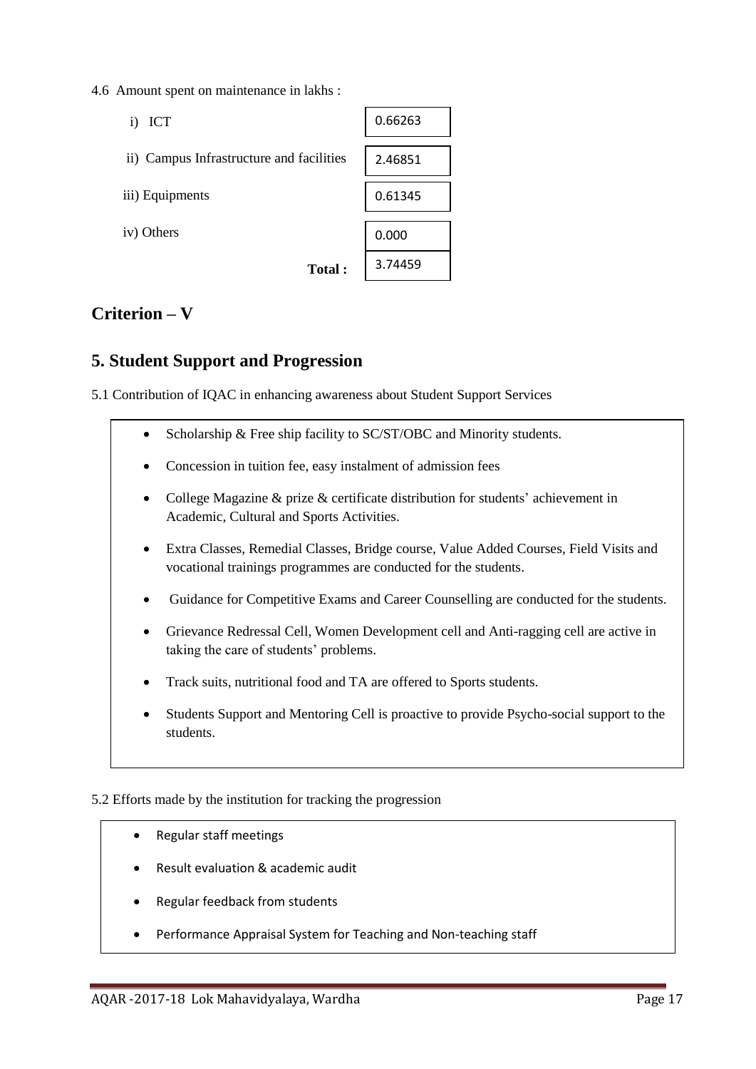4.6 Amount spent on maintenance in lakhs :

| | |
|---|---|
| i) ICT | 0.66263 |
| ii) Campus Infrastructure and facilities | 2.46851 |
| iii) Equipments | 0.61345 |
| iv) Others | 0.000 |
| **Total :** | 3.74459 |

## Criterion – V

## 5. Student Support and Progression

5.1 Contribution of IQAC in enhancing awareness about Student Support Services

- Scholarship & Free ship facility to SC/ST/OBC and Minority students.
- Concession in tuition fee, easy instalment of admission fees
- College Magazine & prize & certificate distribution for students' achievement in Academic, Cultural and Sports Activities.
- Extra Classes, Remedial Classes, Bridge course, Value Added Courses, Field Visits and vocational trainings programmes are conducted for the students.
- Guidance for Competitive Exams and Career Counselling are conducted for the students.
- Grievance Redressal Cell, Women Development cell and Anti-ragging cell are active in taking the care of students' problems.
- Track suits, nutritional food and TA are offered to Sports students.
- Students Support and Mentoring Cell is proactive to provide Psycho-social support to the students.

5.2 Efforts made by the institution for tracking the progression

- Regular staff meetings
- Result evaluation & academic audit
- Regular feedback from students
- Performance Appraisal System for Teaching and Non-teaching staff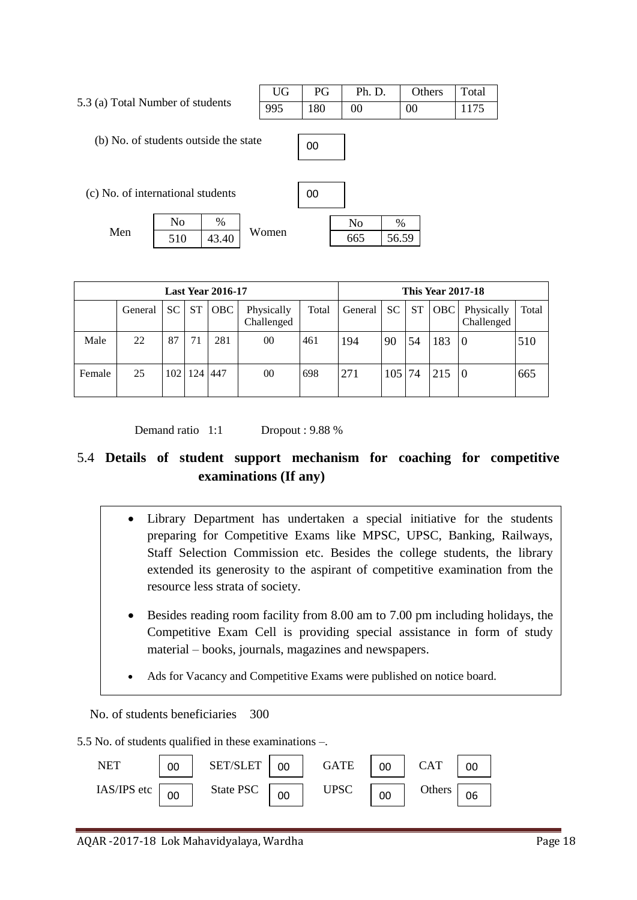5.3 (a) Total Number of students

| UG | PG | Ph. D. | Others | Total |
|---|---|---|---|---|
| 995 | 180 | 00 | 00 | 1175 |

(b) No. of students outside the state: 00

(c) No. of international students: 00

| | No | % |
|---|---|---|
| Men | 510 | 43.40 |
| Women | 665 | 56.59 |

| | Last Year 2016-17 | | | | | | This Year 2017-18 | | | | | |
|---|---|---|---|---|---|---|---|---|---|---|---|---|
| | General | SC | ST | OBC | Physically Challenged | Total | General | SC | ST | OBC | Physically Challenged | Total |
| Male | 22 | 87 | 71 | 281 | 00 | 461 | 194 | 90 | 54 | 183 | 0 | 510 |
| Female | 25 | 102 | 124 | 447 | 00 | 698 | 271 | 105 | 74 | 215 | 0 | 665 |

Demand ratio 1:1 Dropout : 9.88 %

## 5.4 Details of student support mechanism for coaching for competitive examinations (If any)

- Library Department has undertaken a special initiative for the students preparing for Competitive Exams like MPSC, UPSC, Banking, Railways, Staff Selection Commission etc. Besides the college students, the library extended its generosity to the aspirant of competitive examination from the resource less strata of society.
- Besides reading room facility from 8.00 am to 7.00 pm including holidays, the Competitive Exam Cell is providing special assistance in form of study material – books, journals, magazines and newspapers.
- Ads for Vacancy and Competitive Exams were published on notice board.

No. of students beneficiaries 300

5.5 No. of students qualified in these examinations –.

| NET | 00 | SET/SLET | 00 | GATE | 00 | CAT | 00 |
|---|---|---|---|---|---|---|---|
| IAS/IPS etc | 00 | State PSC | 00 | UPSC | 00 | Others | 06 |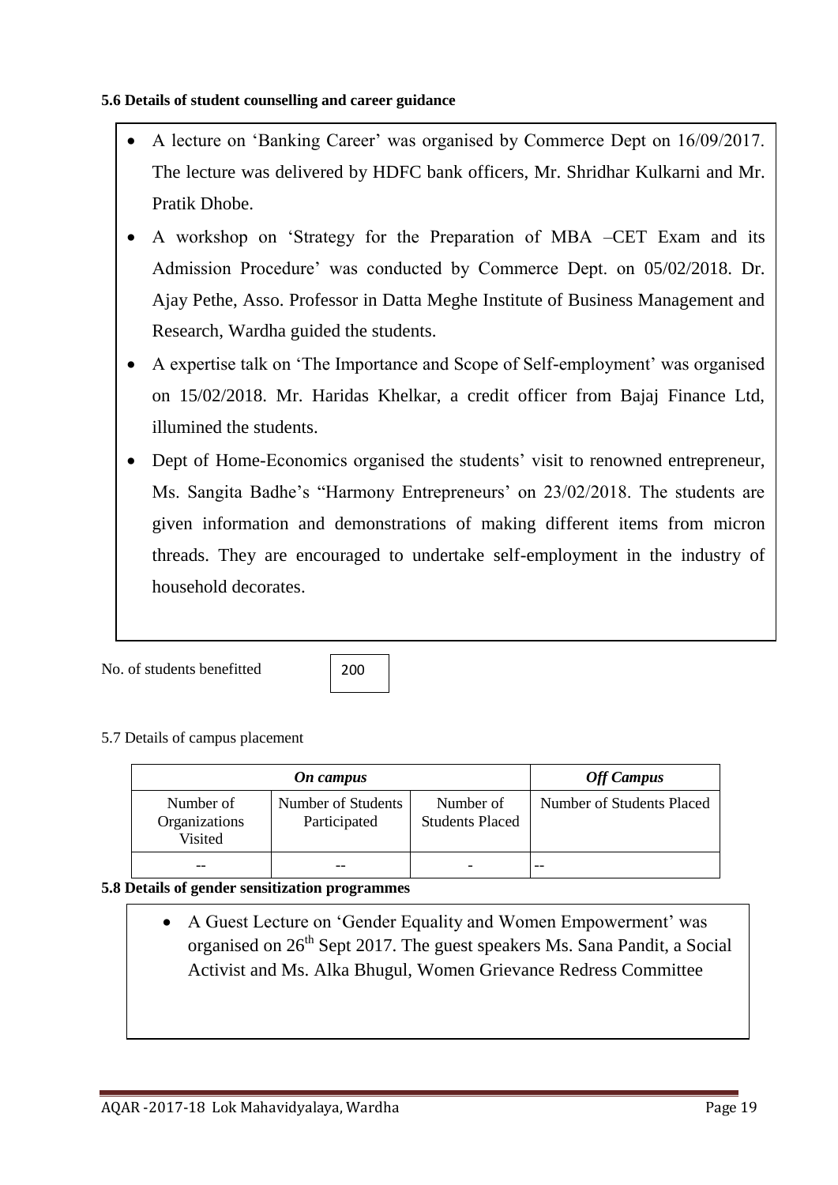**5.6 Details of student counselling and career guidance**

- A lecture on 'Banking Career' was organised by Commerce Dept on 16/09/2017. The lecture was delivered by HDFC bank officers, Mr. Shridhar Kulkarni and Mr. Pratik Dhobe.
- A workshop on 'Strategy for the Preparation of MBA –CET Exam and its Admission Procedure' was conducted by Commerce Dept. on 05/02/2018. Dr. Ajay Pethe, Asso. Professor in Datta Meghe Institute of Business Management and Research, Wardha guided the students.
- A expertise talk on 'The Importance and Scope of Self-employment' was organised on 15/02/2018. Mr. Haridas Khelkar, a credit officer from Bajaj Finance Ltd, illumined the students.
- Dept of Home-Economics organised the students' visit to renowned entrepreneur, Ms. Sangita Badhe's "Harmony Entrepreneurs' on 23/02/2018. The students are given information and demonstrations of making different items from micron threads. They are encouraged to undertake self-employment in the industry of household decorates.

No. of students benefitted: 200

5.7 Details of campus placement

| *On campus* | | | *Off Campus* |
|---|---|---|---|
| Number of Organizations Visited | Number of Students Participated | Number of Students Placed | Number of Students Placed |
| -- | -- | - | -- |

**5.8 Details of gender sensitization programmes**

- A Guest Lecture on 'Gender Equality and Women Empowerment' was organised on 26th Sept 2017. The guest speakers Ms. Sana Pandit, a Social Activist and Ms. Alka Bhugul, Women Grievance Redress Committee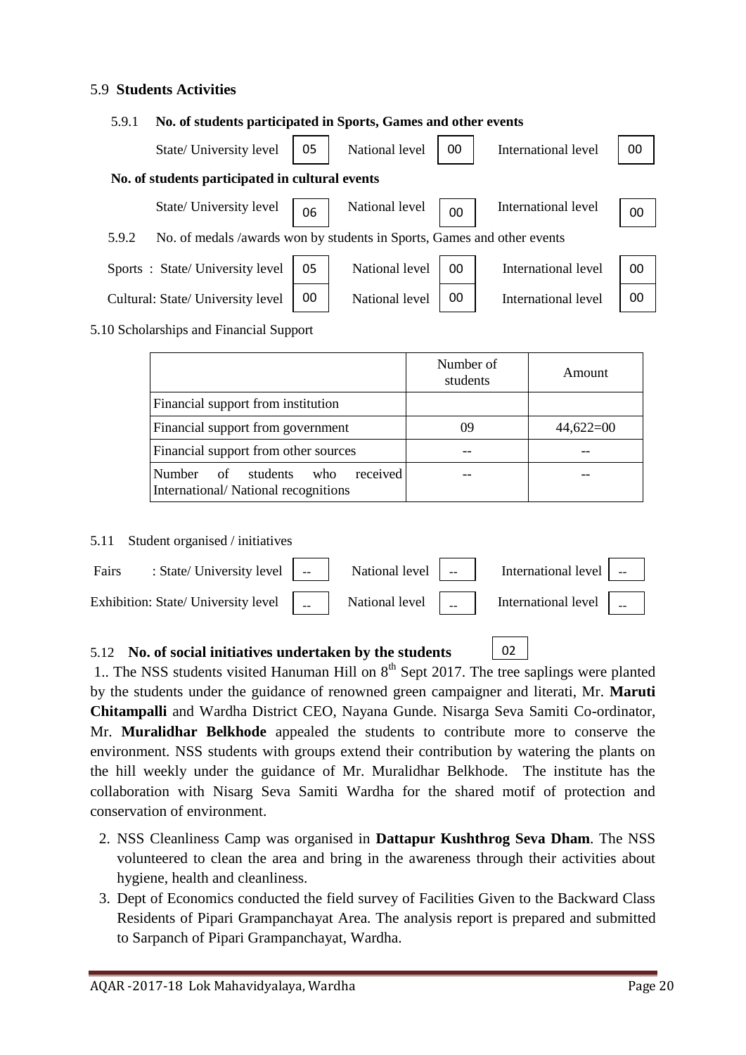### 5.9 Students Activities

**5.9.1 No. of students participated in Sports, Games and other events**

| State/ University level | 05 | National level | 00 | International level | 00 |
|---|---|---|---|---|---|

**No. of students participated in cultural events**

| State/ University level | 06 | National level | 00 | International level | 00 |
|---|---|---|---|---|---|

5.9.2 No. of medals /awards won by students in Sports, Games and other events

| | State/ University level | | National level | | International level | |
|---|---|---|---|---|---|---|
| Sports | State/ University level | 05 | National level | 00 | International level | 00 |
| Cultural | State/ University level | 00 | National level | 00 | International level | 00 |

5.10 Scholarships and Financial Support

| | Number of students | Amount |
|---|---|---|
| Financial support from institution | | |
| Financial support from government | 09 | 44,622=00 |
| Financial support from other sources | -- | -- |
| Number of students who received International/ National recognitions | -- | -- |

5.11 Student organised / initiatives

| | State/ University level | | National level | | International level | |
|---|---|---|---|---|---|---|
| Fairs | State/ University level | -- | National level | -- | International level | -- |
| Exhibition | State/ University level | -- | National level | -- | International level | -- |

5.12 **No. of social initiatives undertaken by the students** 02

1.. The NSS students visited Hanuman Hill on 8th Sept 2017. The tree saplings were planted by the students under the guidance of renowned green campaigner and literati, Mr. **Maruti Chitampalli** and Wardha District CEO, Nayana Gunde. Nisarga Seva Samiti Co-ordinator, Mr. **Muralidhar Belkhode** appealed the students to contribute more to conserve the environment. NSS students with groups extend their contribution by watering the plants on the hill weekly under the guidance of Mr. Muralidhar Belkhode. The institute has the collaboration with Nisarg Seva Samiti Wardha for the shared motif of protection and conservation of environment.

2. NSS Cleanliness Camp was organised in **Dattapur Kushthrog Seva Dham**. The NSS volunteered to clean the area and bring in the awareness through their activities about hygiene, health and cleanliness.
3. Dept of Economics conducted the field survey of Facilities Given to the Backward Class Residents of Pipari Grampanchayat Area. The analysis report is prepared and submitted to Sarpanch of Pipari Grampanchayat, Wardha.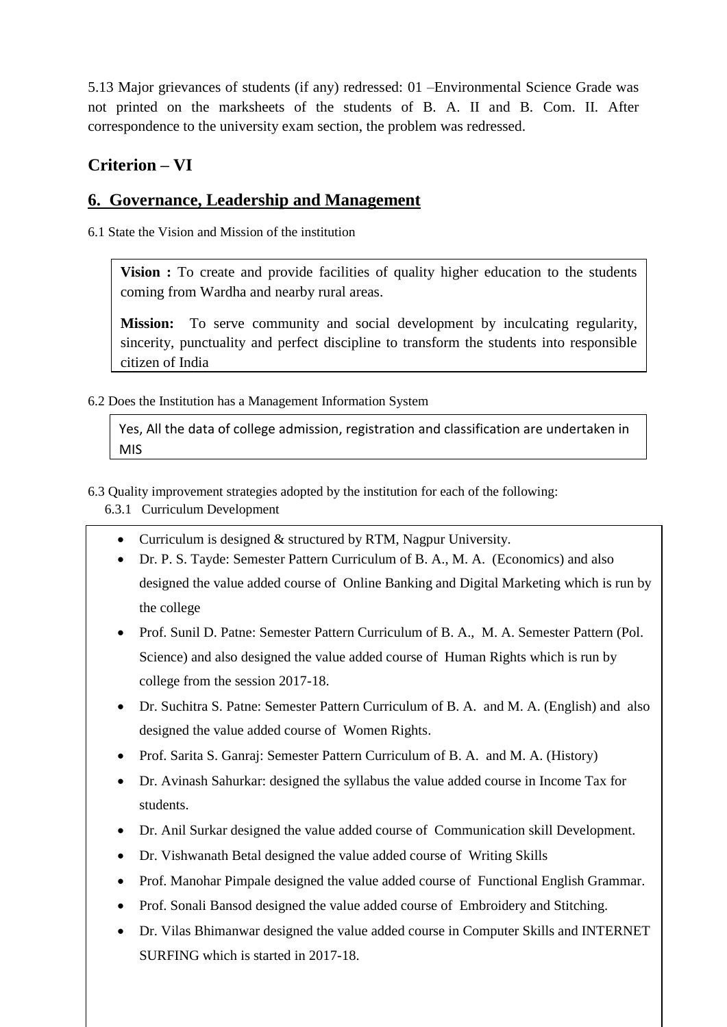5.13 Major grievances of students (if any) redressed: 01 –Environmental Science Grade was not printed on the marksheets of the students of B. A. II and B. Com. II. After correspondence to the university exam section, the problem was redressed.

## Criterion – VI

## 6. Governance, Leadership and Management

6.1 State the Vision and Mission of the institution

**Vision :** To create and provide facilities of quality higher education to the students coming from Wardha and nearby rural areas.

**Mission:** To serve community and social development by inculcating regularity, sincerity, punctuality and perfect discipline to transform the students into responsible citizen of India

6.2 Does the Institution has a Management Information System

Yes, All the data of college admission, registration and classification are undertaken in MIS

6.3 Quality improvement strategies adopted by the institution for each of the following:

6.3.1 Curriculum Development

- Curriculum is designed & structured by RTM, Nagpur University.
- Dr. P. S. Tayde: Semester Pattern Curriculum of B. A., M. A. (Economics) and also designed the value added course of Online Banking and Digital Marketing which is run by the college
- Prof. Sunil D. Patne: Semester Pattern Curriculum of B. A., M. A. Semester Pattern (Pol. Science) and also designed the value added course of Human Rights which is run by college from the session 2017-18.
- Dr. Suchitra S. Patne: Semester Pattern Curriculum of B. A. and M. A. (English) and also designed the value added course of Women Rights.
- Prof. Sarita S. Ganraj: Semester Pattern Curriculum of B. A. and M. A. (History)
- Dr. Avinash Sahurkar: designed the syllabus the value added course in Income Tax for students.
- Dr. Anil Surkar designed the value added course of Communication skill Development.
- Dr. Vishwanath Betal designed the value added course of Writing Skills
- Prof. Manohar Pimpale designed the value added course of Functional English Grammar.
- Prof. Sonali Bansod designed the value added course of Embroidery and Stitching.
- Dr. Vilas Bhimanwar designed the value added course in Computer Skills and INTERNET SURFING which is started in 2017-18.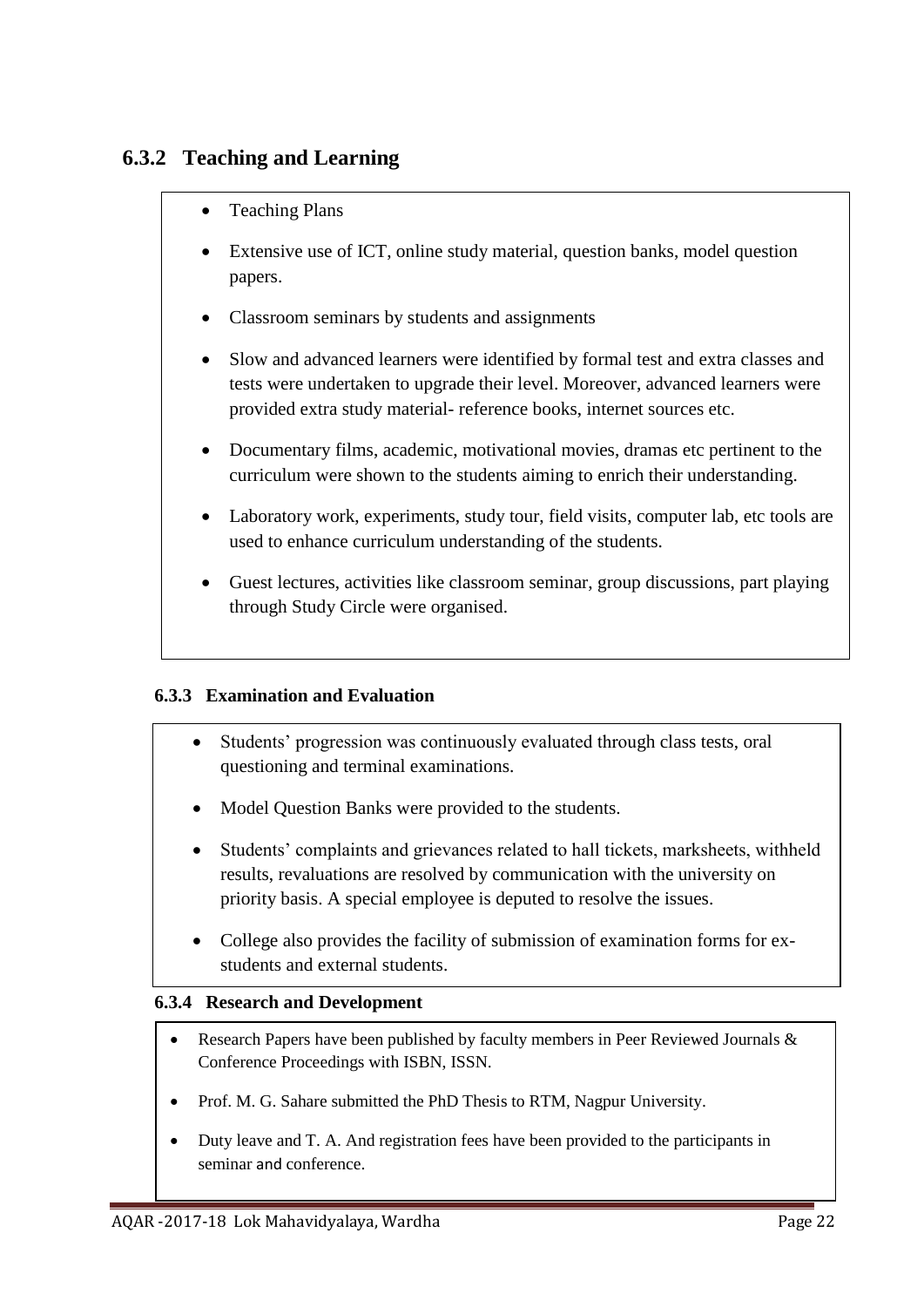## 6.3.2 Teaching and Learning

- Teaching Plans
- Extensive use of ICT, online study material, question banks, model question papers.
- Classroom seminars by students and assignments
- Slow and advanced learners were identified by formal test and extra classes and tests were undertaken to upgrade their level. Moreover, advanced learners were provided extra study material- reference books, internet sources etc.
- Documentary films, academic, motivational movies, dramas etc pertinent to the curriculum were shown to the students aiming to enrich their understanding.
- Laboratory work, experiments, study tour, field visits, computer lab, etc tools are used to enhance curriculum understanding of the students.
- Guest lectures, activities like classroom seminar, group discussions, part playing through Study Circle were organised.

### 6.3.3 Examination and Evaluation

- Students' progression was continuously evaluated through class tests, oral questioning and terminal examinations.
- Model Question Banks were provided to the students.
- Students' complaints and grievances related to hall tickets, marksheets, withheld results, revaluations are resolved by communication with the university on priority basis. A special employee is deputed to resolve the issues.
- College also provides the facility of submission of examination forms for ex-students and external students.

### 6.3.4 Research and Development

- Research Papers have been published by faculty members in Peer Reviewed Journals & Conference Proceedings with ISBN, ISSN.
- Prof. M. G. Sahare submitted the PhD Thesis to RTM, Nagpur University.
- Duty leave and T. A. And registration fees have been provided to the participants in seminar and conference.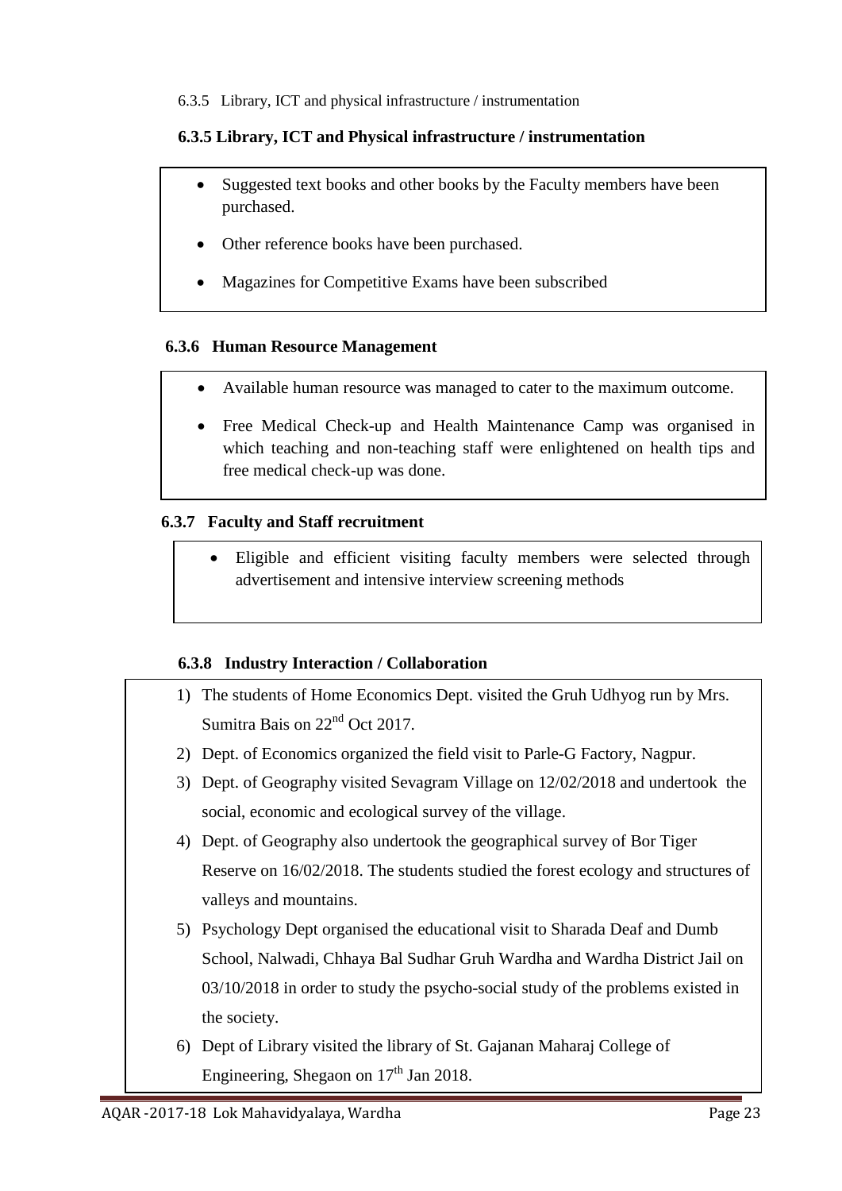6.3.5 Library, ICT and physical infrastructure / instrumentation

### 6.3.5 Library, ICT and Physical infrastructure / instrumentation

- Suggested text books and other books by the Faculty members have been purchased.
- Other reference books have been purchased.
- Magazines for Competitive Exams have been subscribed

### 6.3.6 Human Resource Management

- Available human resource was managed to cater to the maximum outcome.
- Free Medical Check-up and Health Maintenance Camp was organised in which teaching and non-teaching staff were enlightened on health tips and free medical check-up was done.

### 6.3.7 Faculty and Staff recruitment

- Eligible and efficient visiting faculty members were selected through advertisement and intensive interview screening methods

### 6.3.8 Industry Interaction / Collaboration

1) The students of Home Economics Dept. visited the Gruh Udhyog run by Mrs. Sumitra Bais on 22nd Oct 2017.
2) Dept. of Economics organized the field visit to Parle-G Factory, Nagpur.
3) Dept. of Geography visited Sevagram Village on 12/02/2018 and undertook the social, economic and ecological survey of the village.
4) Dept. of Geography also undertook the geographical survey of Bor Tiger Reserve on 16/02/2018. The students studied the forest ecology and structures of valleys and mountains.
5) Psychology Dept organised the educational visit to Sharada Deaf and Dumb School, Nalwadi, Chhaya Bal Sudhar Gruh Wardha and Wardha District Jail on 03/10/2018 in order to study the psycho-social study of the problems existed in the society.
6) Dept of Library visited the library of St. Gajanan Maharaj College of Engineering, Shegaon on 17th Jan 2018.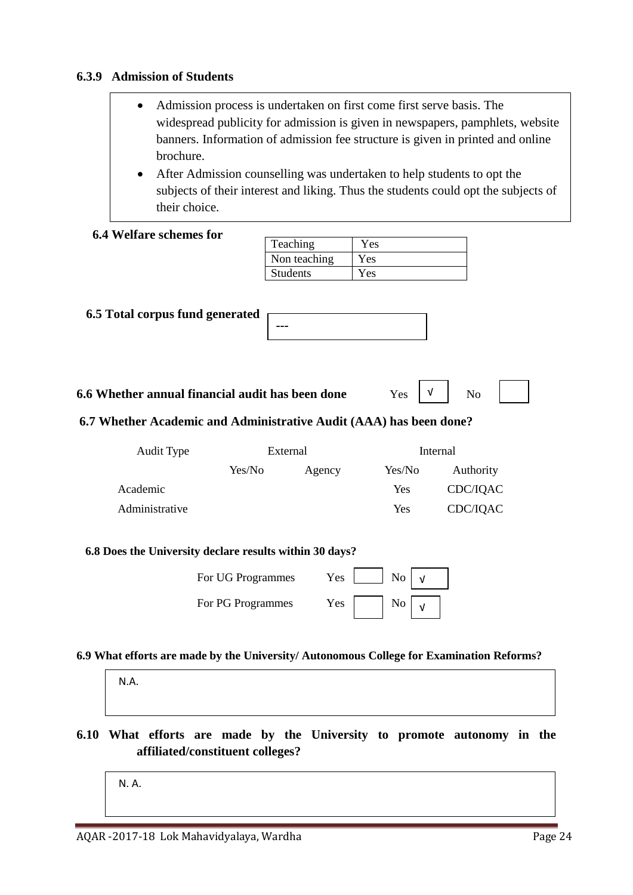#### 6.3.9 Admission of Students

- Admission process is undertaken on first come first serve basis. The widespread publicity for admission is given in newspapers, pamphlets, website banners. Information of admission fee structure is given in printed and online brochure.
- After Admission counselling was undertaken to help students to opt the subjects of their interest and liking. Thus the students could opt the subjects of their choice.

#### 6.4 Welfare schemes for

| Teaching | Yes |
|---|---|
| Non teaching | Yes |
| Students | Yes |

#### 6.5 Total corpus fund generated

---

#### 6.6 Whether annual financial audit has been done

Yes √ No

#### 6.7 Whether Academic and Administrative Audit (AAA) has been done?

| Audit Type | External | | Internal | |
|---|---|---|---|---|
| | Yes/No | Agency | Yes/No | Authority |
| Academic | | | Yes | CDC/IQAC |
| Administrative | | | Yes | CDC/IQAC |

#### 6.8 Does the University declare results within 30 days?

For UG Programmes Yes No √

For PG Programmes Yes No √

#### 6.9 What efforts are made by the University/ Autonomous College for Examination Reforms?

N.A.

#### 6.10 What efforts are made by the University to promote autonomy in the affiliated/constituent colleges?

N. A.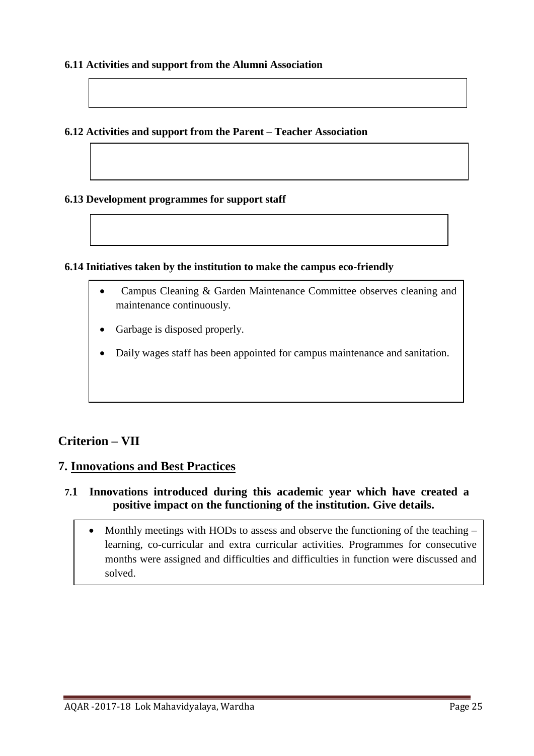**6.11 Activities and support from the Alumni Association**

**6.12 Activities and support from the Parent – Teacher Association**

**6.13 Development programmes for support staff**

**6.14 Initiatives taken by the institution to make the campus eco-friendly**

- Campus Cleaning & Garden Maintenance Committee observes cleaning and maintenance continuously.
- Garbage is disposed properly.
- Daily wages staff has been appointed for campus maintenance and sanitation.

## Criterion – VII

## 7. Innovations and Best Practices

### 7.1 Innovations introduced during this academic year which have created a positive impact on the functioning of the institution. Give details.

- Monthly meetings with HODs to assess and observe the functioning of the teaching – learning, co-curricular and extra curricular activities. Programmes for consecutive months were assigned and difficulties and difficulties in function were discussed and solved.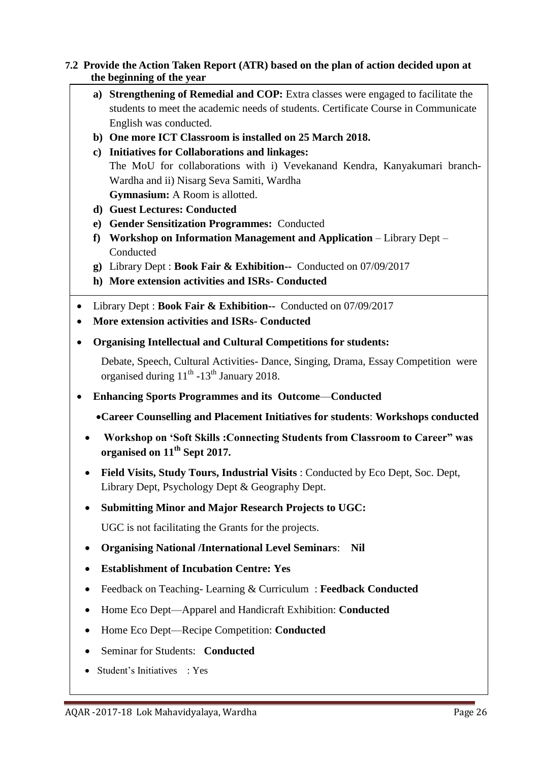**7.2 Provide the Action Taken Report (ATR) based on the plan of action decided upon at the beginning of the year**

a) **Strengthening of Remedial and COP:** Extra classes were engaged to facilitate the students to meet the academic needs of students. Certificate Course in Communicate English was conducted.

b) **One more ICT Classroom is installed on 25 March 2018.**

c) **Initiatives for Collaborations and linkages:**
The MoU for collaborations with i) Vevekanand Kendra, Kanyakumari branch-Wardha and ii) Nisarg Seva Samiti, Wardha
**Gymnasium:** A Room is allotted.

d) **Guest Lectures: Conducted**

e) **Gender Sensitization Programmes:** Conducted

f) **Workshop on Information Management and Application** – Library Dept – Conducted

g) Library Dept : **Book Fair & Exhibition--** Conducted on 07/09/2017

h) **More extension activities and ISRs- Conducted**

- Library Dept : **Book Fair & Exhibition--** Conducted on 07/09/2017
- **More extension activities and ISRs- Conducted**
- **Organising Intellectual and Cultural Competitions for students:**

  Debate, Speech, Cultural Activities- Dance, Singing, Drama, Essay Competition were organised during 11th -13th January 2018.

- **Enhancing Sports Programmes and its Outcome**—**Conducted**
- **Career Counselling and Placement Initiatives for students**: **Workshops conducted**
- **Workshop on 'Soft Skills :Connecting Students from Classroom to Career" was organised on 11th Sept 2017.**
- **Field Visits, Study Tours, Industrial Visits** : Conducted by Eco Dept, Soc. Dept, Library Dept, Psychology Dept & Geography Dept.
- **Submitting Minor and Major Research Projects to UGC:**

  UGC is not facilitating the Grants for the projects.

- **Organising National /International Level Seminars**: **Nil**
- **Establishment of Incubation Centre: Yes**
- Feedback on Teaching- Learning & Curriculum : **Feedback Conducted**
- Home Eco Dept—Apparel and Handicraft Exhibition: **Conducted**
- Home Eco Dept—Recipe Competition: **Conducted**
- Seminar for Students: **Conducted**
- Student's Initiatives : Yes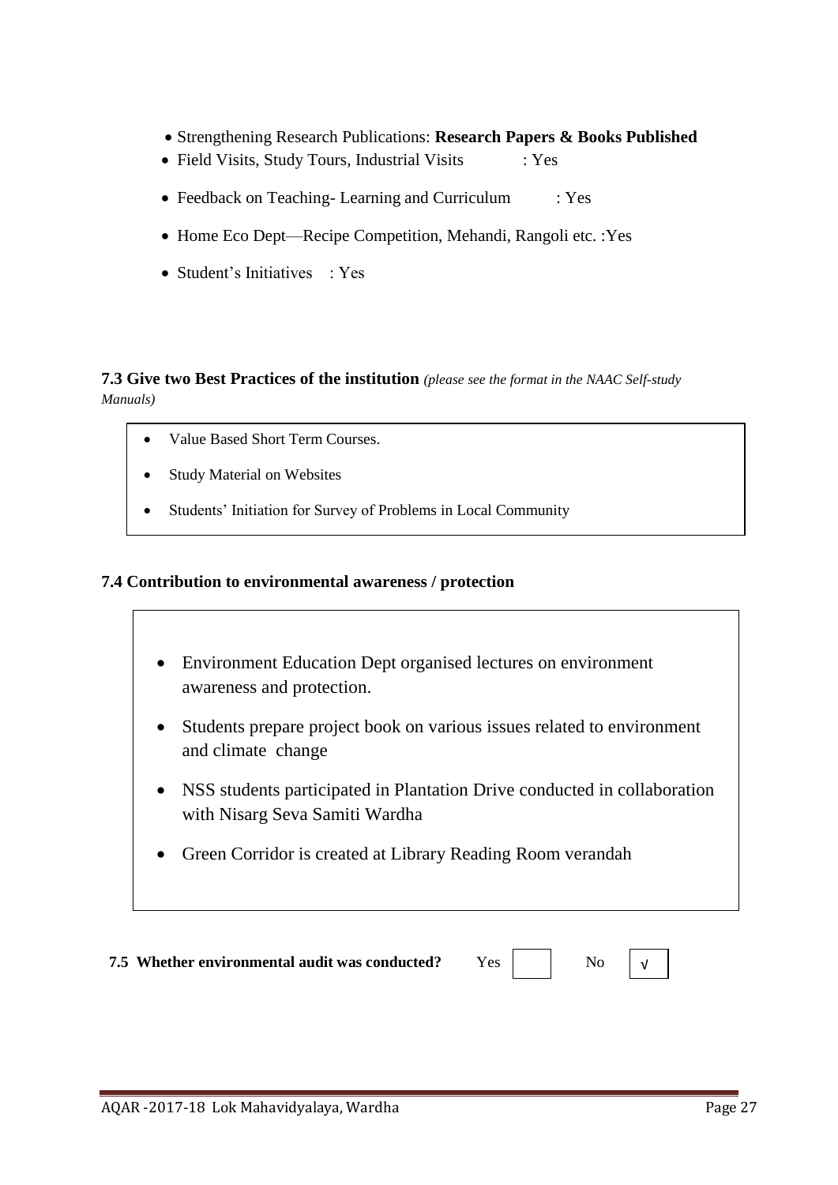- Strengthening Research Publications: **Research Papers & Books Published**
- Field Visits, Study Tours, Industrial Visits : Yes
- Feedback on Teaching- Learning and Curriculum : Yes
- Home Eco Dept—Recipe Competition, Mehandi, Rangoli etc. :Yes
- Student's Initiatives : Yes

**7.3 Give two Best Practices of the institution** *(please see the format in the NAAC Self-study Manuals)*

- Value Based Short Term Courses.
- Study Material on Websites
- Students' Initiation for Survey of Problems in Local Community

**7.4 Contribution to environmental awareness / protection**

- Environment Education Dept organised lectures on environment awareness and protection.
- Students prepare project book on various issues related to environment and climate change
- NSS students participated in Plantation Drive conducted in collaboration with Nisarg Seva Samiti Wardha
- Green Corridor is created at Library Reading Room verandah

**7.5 Whether environmental audit was conducted?** Yes [ ] No [√]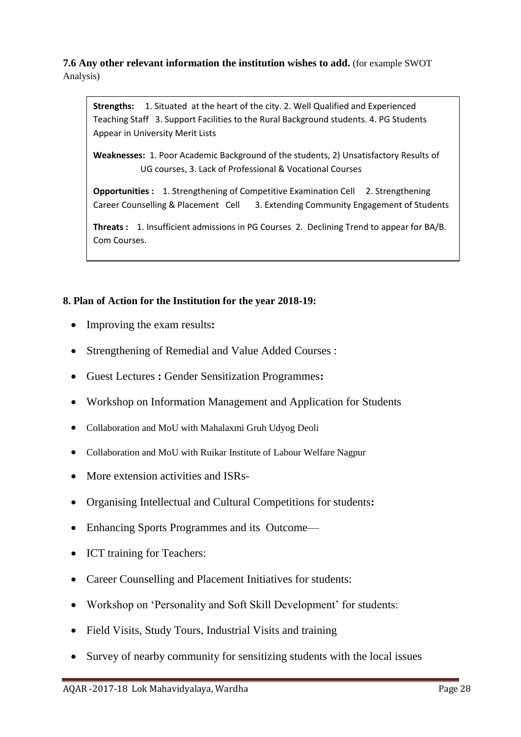**7.6 Any other relevant information the institution wishes to add.** (for example SWOT Analysis)

**Strengths:** 1. Situated at the heart of the city. 2. Well Qualified and Experienced Teaching Staff 3. Support Facilities to the Rural Background students. 4. PG Students Appear in University Merit Lists

**Weaknesses:** 1. Poor Academic Background of the students, 2) Unsatisfactory Results of UG courses, 3. Lack of Professional & Vocational Courses

**Opportunities :** 1. Strengthening of Competitive Examination Cell 2. Strengthening Career Counselling & Placement Cell 3. Extending Community Engagement of Students

**Threats :** 1. Insufficient admissions in PG Courses 2. Declining Trend to appear for BA/B. Com Courses.

**8. Plan of Action for the Institution for the year 2018-19:**

- Improving the exam results**:**
- Strengthening of Remedial and Value Added Courses :
- Guest Lectures **:** Gender Sensitization Programmes**:**
- Workshop on Information Management and Application for Students
- Collaboration and MoU with Mahalaxmi Gruh Udyog Deoli
- Collaboration and MoU with Ruikar Institute of Labour Welfare Nagpur
- More extension activities and ISRs-
- Organising Intellectual and Cultural Competitions for students**:**
- Enhancing Sports Programmes and its Outcome—
- ICT training for Teachers:
- Career Counselling and Placement Initiatives for students:
- Workshop on 'Personality and Soft Skill Development' for students:
- Field Visits, Study Tours, Industrial Visits and training
- Survey of nearby community for sensitizing students with the local issues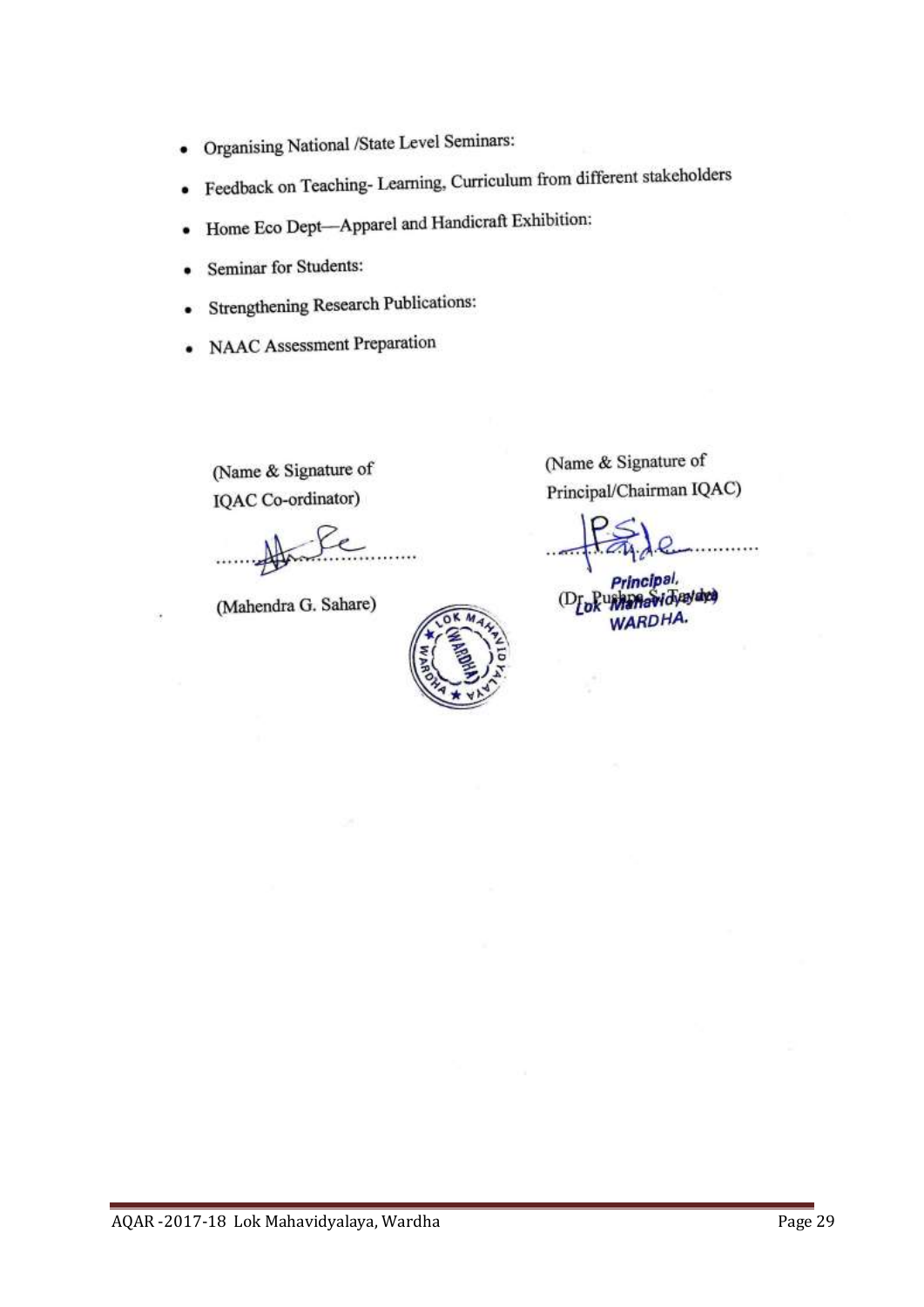- Organising National /State Level Seminars:
- Feedback on Teaching- Learning, Curriculum from different stakeholders
- Home Eco Dept—Apparel and Handicraft Exhibition:
- Seminar for Students:
- Strengthening Research Publications:
- NAAC Assessment Preparation

(Name & Signature of IQAC Co-ordinator)

(Mahendra G. Sahare)

(Name & Signature of Principal/Chairman IQAC)

(Dr. Pushpa S. Tayade)

Principal,
Lok Mahavidyalaya
WARDHA.